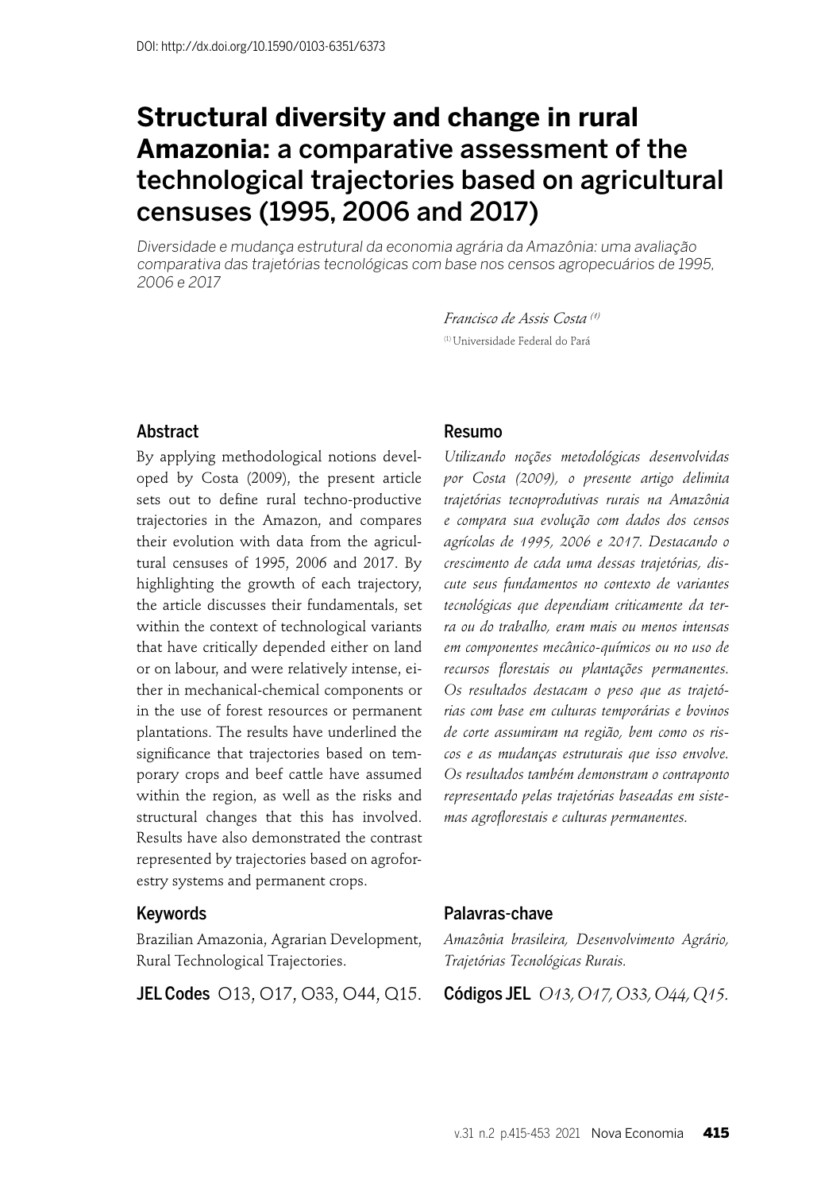DOI: http://dx.doi.org/10.1590/0103-6351/6373

# Structural diversity and change in rural Amazonia: a comparative assessment of the technological trajectories based on agricultural censuses (1995, 2006 and 2017)

*Diversidade e mudança estrutural da economia agrária da Amazônia: uma avaliação comparativa das trajetórias tecnológicas com base nos censos agropecuários de 1995, 2006 e 2017*

*Francisco de Assis Costa* [1]

[1] Universidade Federal do Pará

## Abstract

By applying methodological notions developed by Costa (2009), the present article sets out to define rural techno-productive trajectories in the Amazon, and compares their evolution with data from the agricultural censuses of 1995, 2006 and 2017. By highlighting the growth of each trajectory, the article discusses their fundamentals, set within the context of technological variants that have critically depended either on land or on labour, and were relatively intense, either in mechanical-chemical components or in the use of forest resources or permanent plantations. The results have underlined the significance that trajectories based on temporary crops and beef cattle have assumed within the region, as well as the risks and structural changes that this has involved. Results have also demonstrated the contrast represented by trajectories based on agroforestry systems and permanent crops.

## Keywords

Brazilian Amazonia, Agrarian Development, Rural Technological Trajectories.

**JEL Codes** O13, O17, O33, O44, Q15.

## Resumo

*Utilizando noções metodológicas desenvolvidas por Costa (2009), o presente artigo delimita trajetórias tecnoprodutivas rurais na Amazônia e compara sua evolução com dados dos censos agrícolas de 1995, 2006 e 2017. Destacando o crescimento de cada uma dessas trajetórias, discute seus fundamentos no contexto de variantes tecnológicas que dependiam criticamente da terra ou do trabalho, eram mais ou menos intensas em componentes mecânico-químicos ou no uso de recursos florestais ou plantações permanentes. Os resultados destacam o peso que as trajetórias com base em culturas temporárias e bovinos de corte assumiram na região, bem como os riscos e as mudanças estruturais que isso envolve. Os resultados também demonstram o contraponto representado pelas trajetórias baseadas em sistemas agroflorestais e culturas permanentes.*

## Palavras-chave

*Amazônia brasileira, Desenvolvimento Agrário, Trajetórias Tecnológicas Rurais.*

**Códigos JEL** *O13, O17, O33, O44, Q15.*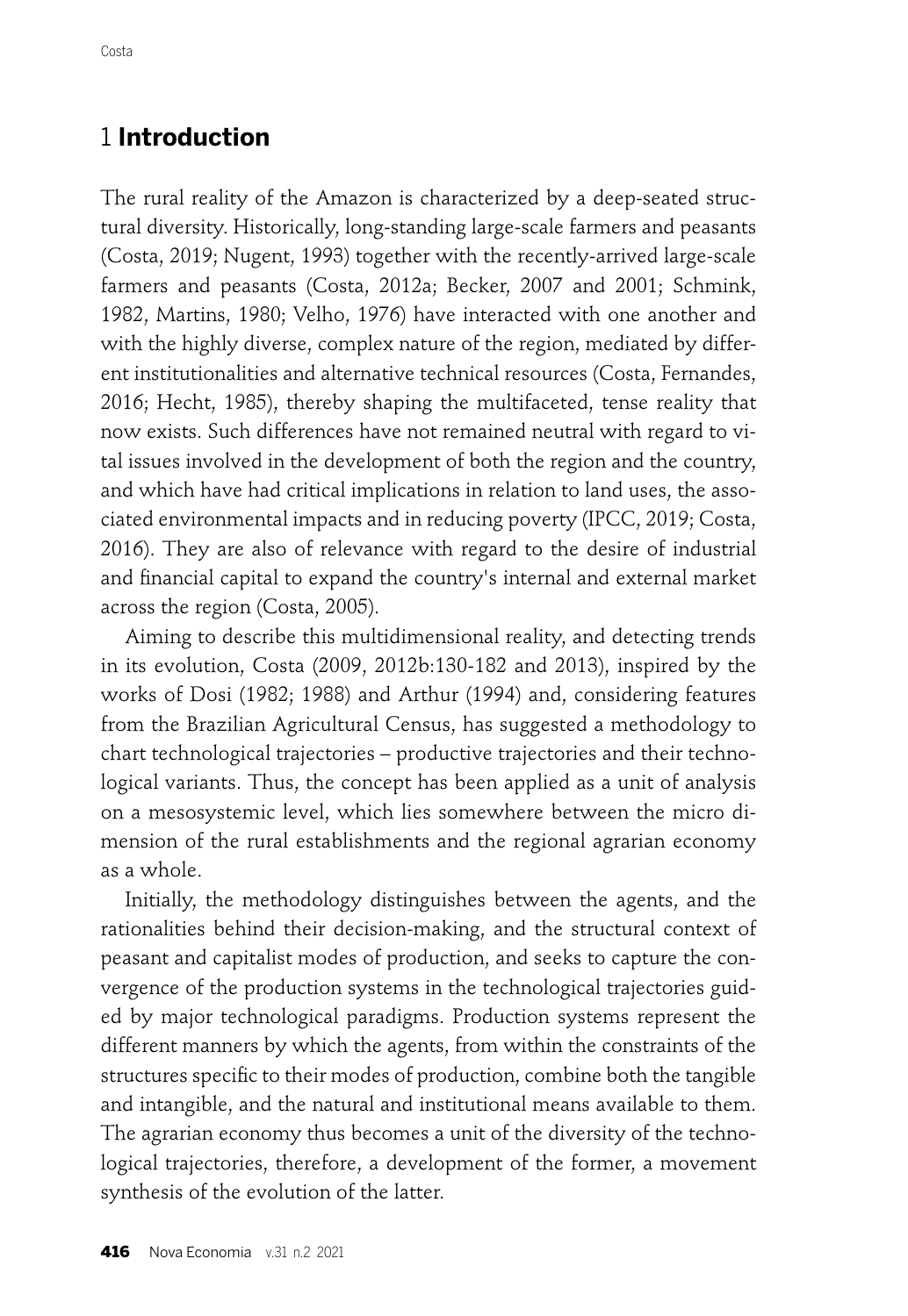# 1 **Introduction**

The rural reality of the Amazon is characterized by a deep-seated structural diversity. Historically, long-standing large-scale farmers and peasants (Costa, 2019; Nugent, 1993) together with the recently-arrived large-scale farmers and peasants (Costa, 2012a; Becker, 2007 and 2001; Schmink, 1982, Martins, 1980; Velho, 1976) have interacted with one another and with the highly diverse, complex nature of the region, mediated by different institutionalities and alternative technical resources (Costa, Fernandes, 2016; Hecht, 1985), thereby shaping the multifaceted, tense reality that now exists. Such differences have not remained neutral with regard to vital issues involved in the development of both the region and the country, and which have had critical implications in relation to land uses, the associated environmental impacts and in reducing poverty (IPCC, 2019; Costa, 2016). They are also of relevance with regard to the desire of industrial and financial capital to expand the country's internal and external market across the region (Costa, 2005).

Aiming to describe this multidimensional reality, and detecting trends in its evolution, Costa (2009, 2012b:130-182 and 2013), inspired by the works of Dosi (1982; 1988) and Arthur (1994) and, considering features from the Brazilian Agricultural Census, has suggested a methodology to chart technological trajectories – productive trajectories and their technological variants. Thus, the concept has been applied as a unit of analysis on a mesosystemic level, which lies somewhere between the micro dimension of the rural establishments and the regional agrarian economy as a whole.

Initially, the methodology distinguishes between the agents, and the rationalities behind their decision-making, and the structural context of peasant and capitalist modes of production, and seeks to capture the convergence of the production systems in the technological trajectories guided by major technological paradigms. Production systems represent the different manners by which the agents, from within the constraints of the structures specific to their modes of production, combine both the tangible and intangible, and the natural and institutional means available to them. The agrarian economy thus becomes a unit of the diversity of the technological trajectories, therefore, a development of the former, a movement synthesis of the evolution of the latter.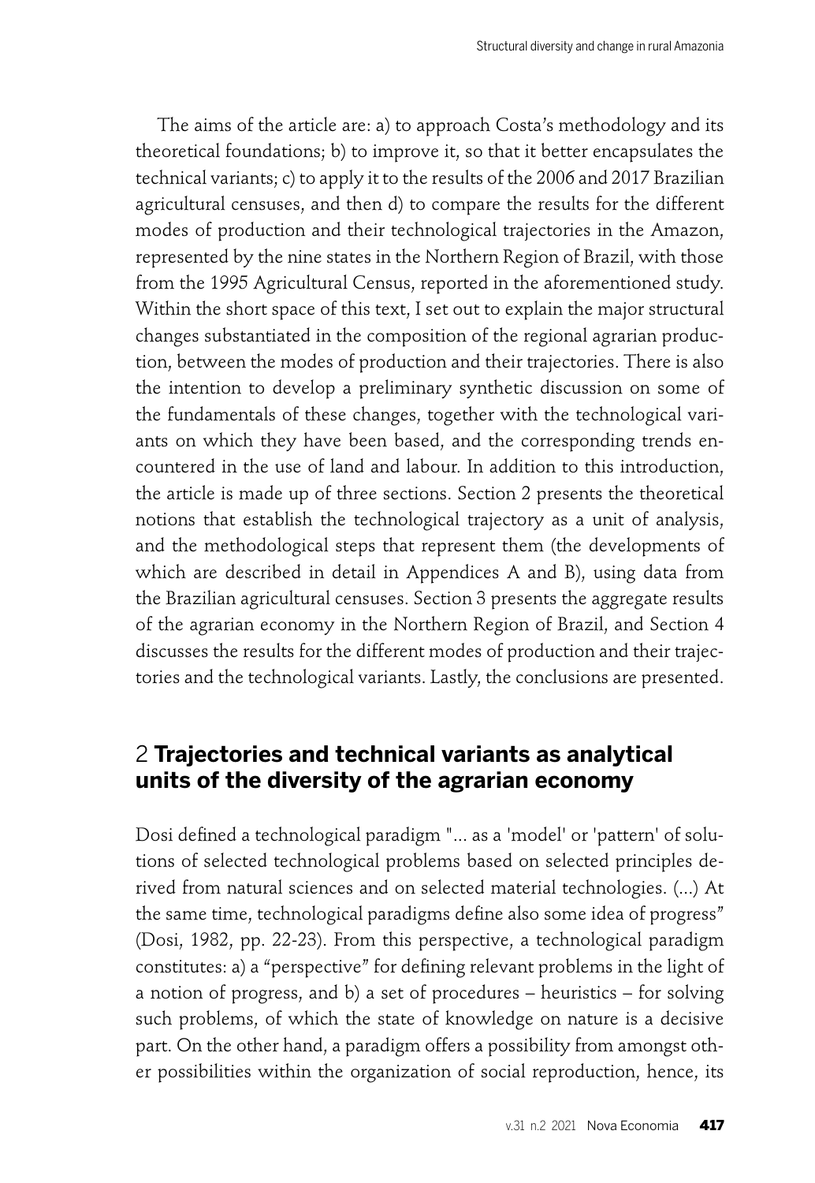The aims of the article are: a) to approach Costa's methodology and its theoretical foundations; b) to improve it, so that it better encapsulates the technical variants; c) to apply it to the results of the 2006 and 2017 Brazilian agricultural censuses, and then d) to compare the results for the different modes of production and their technological trajectories in the Amazon, represented by the nine states in the Northern Region of Brazil, with those from the 1995 Agricultural Census, reported in the aforementioned study. Within the short space of this text, I set out to explain the major structural changes substantiated in the composition of the regional agrarian production, between the modes of production and their trajectories. There is also the intention to develop a preliminary synthetic discussion on some of the fundamentals of these changes, together with the technological variants on which they have been based, and the corresponding trends encountered in the use of land and labour. In addition to this introduction, the article is made up of three sections. Section 2 presents the theoretical notions that establish the technological trajectory as a unit of analysis, and the methodological steps that represent them (the developments of which are described in detail in Appendices A and B), using data from the Brazilian agricultural censuses. Section 3 presents the aggregate results of the agrarian economy in the Northern Region of Brazil, and Section 4 discusses the results for the different modes of production and their trajectories and the technological variants. Lastly, the conclusions are presented.

## 2 **Trajectories and technical variants as analytical units of the diversity of the agrarian economy**

Dosi defined a technological paradigm "... as a 'model' or 'pattern' of solutions of selected technological problems based on selected principles derived from natural sciences and on selected material technologies. (...) At the same time, technological paradigms define also some idea of progress" (Dosi, 1982, pp. 22-23). From this perspective, a technological paradigm constitutes: a) a "perspective" for defining relevant problems in the light of a notion of progress, and b) a set of procedures – heuristics – for solving such problems, of which the state of knowledge on nature is a decisive part. On the other hand, a paradigm offers a possibility from amongst other possibilities within the organization of social reproduction, hence, its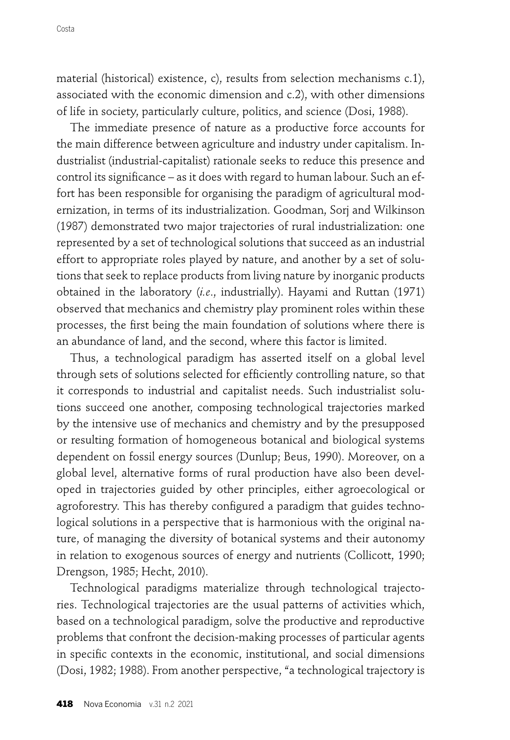material (historical) existence, c), results from selection mechanisms c.1), associated with the economic dimension and c.2), with other dimensions of life in society, particularly culture, politics, and science (Dosi, 1988).

The immediate presence of nature as a productive force accounts for the main difference between agriculture and industry under capitalism. Industrialist (industrial-capitalist) rationale seeks to reduce this presence and control its significance – as it does with regard to human labour. Such an effort has been responsible for organising the paradigm of agricultural modernization, in terms of its industrialization. Goodman, Sorj and Wilkinson (1987) demonstrated two major trajectories of rural industrialization: one represented by a set of technological solutions that succeed as an industrial effort to appropriate roles played by nature, and another by a set of solutions that seek to replace products from living nature by inorganic products obtained in the laboratory (*i.e.*, industrially). Hayami and Ruttan (1971) observed that mechanics and chemistry play prominent roles within these processes, the first being the main foundation of solutions where there is an abundance of land, and the second, where this factor is limited.

Thus, a technological paradigm has asserted itself on a global level through sets of solutions selected for efficiently controlling nature, so that it corresponds to industrial and capitalist needs. Such industrialist solutions succeed one another, composing technological trajectories marked by the intensive use of mechanics and chemistry and by the presupposed or resulting formation of homogeneous botanical and biological systems dependent on fossil energy sources (Dunlup; Beus, 1990). Moreover, on a global level, alternative forms of rural production have also been developed in trajectories guided by other principles, either agroecological or agroforestry. This has thereby configured a paradigm that guides technological solutions in a perspective that is harmonious with the original nature, of managing the diversity of botanical systems and their autonomy in relation to exogenous sources of energy and nutrients (Collicott, 1990; Drengson, 1985; Hecht, 2010).

Technological paradigms materialize through technological trajectories. Technological trajectories are the usual patterns of activities which, based on a technological paradigm, solve the productive and reproductive problems that confront the decision-making processes of particular agents in specific contexts in the economic, institutional, and social dimensions (Dosi, 1982; 1988). From another perspective, "a technological trajectory is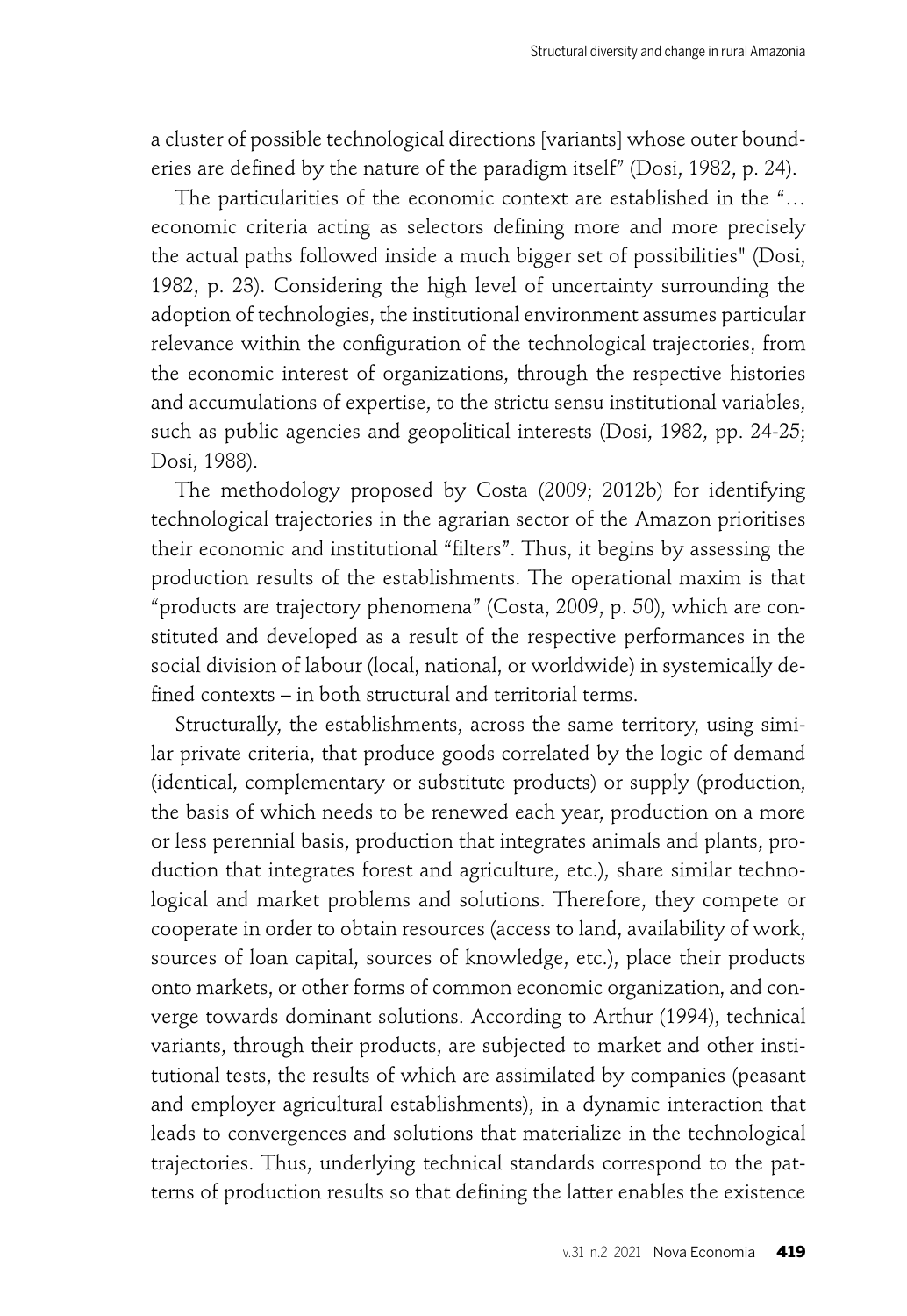a cluster of possible technological directions [variants] whose outer boundaries are defined by the nature of the paradigm itself" (Dosi, 1982, p. 24).

The particularities of the economic context are established in the "… economic criteria acting as selectors defining more and more precisely the actual paths followed inside a much bigger set of possibilities" (Dosi, 1982, p. 23). Considering the high level of uncertainty surrounding the adoption of technologies, the institutional environment assumes particular relevance within the configuration of the technological trajectories, from the economic interest of organizations, through the respective histories and accumulations of expertise, to the strictu sensu institutional variables, such as public agencies and geopolitical interests (Dosi, 1982, pp. 24-25; Dosi, 1988).

The methodology proposed by Costa (2009; 2012b) for identifying technological trajectories in the agrarian sector of the Amazon prioritises their economic and institutional "filters". Thus, it begins by assessing the production results of the establishments. The operational maxim is that "products are trajectory phenomena" (Costa, 2009, p. 50), which are constituted and developed as a result of the respective performances in the social division of labour (local, national, or worldwide) in systemically defined contexts – in both structural and territorial terms.

Structurally, the establishments, across the same territory, using similar private criteria, that produce goods correlated by the logic of demand (identical, complementary or substitute products) or supply (production, the basis of which needs to be renewed each year, production on a more or less perennial basis, production that integrates animals and plants, production that integrates forest and agriculture, etc.), share similar technological and market problems and solutions. Therefore, they compete or cooperate in order to obtain resources (access to land, availability of work, sources of loan capital, sources of knowledge, etc.), place their products onto markets, or other forms of common economic organization, and converge towards dominant solutions. According to Arthur (1994), technical variants, through their products, are subjected to market and other institutional tests, the results of which are assimilated by companies (peasant and employer agricultural establishments), in a dynamic interaction that leads to convergences and solutions that materialize in the technological trajectories. Thus, underlying technical standards correspond to the patterns of production results so that defining the latter enables the existence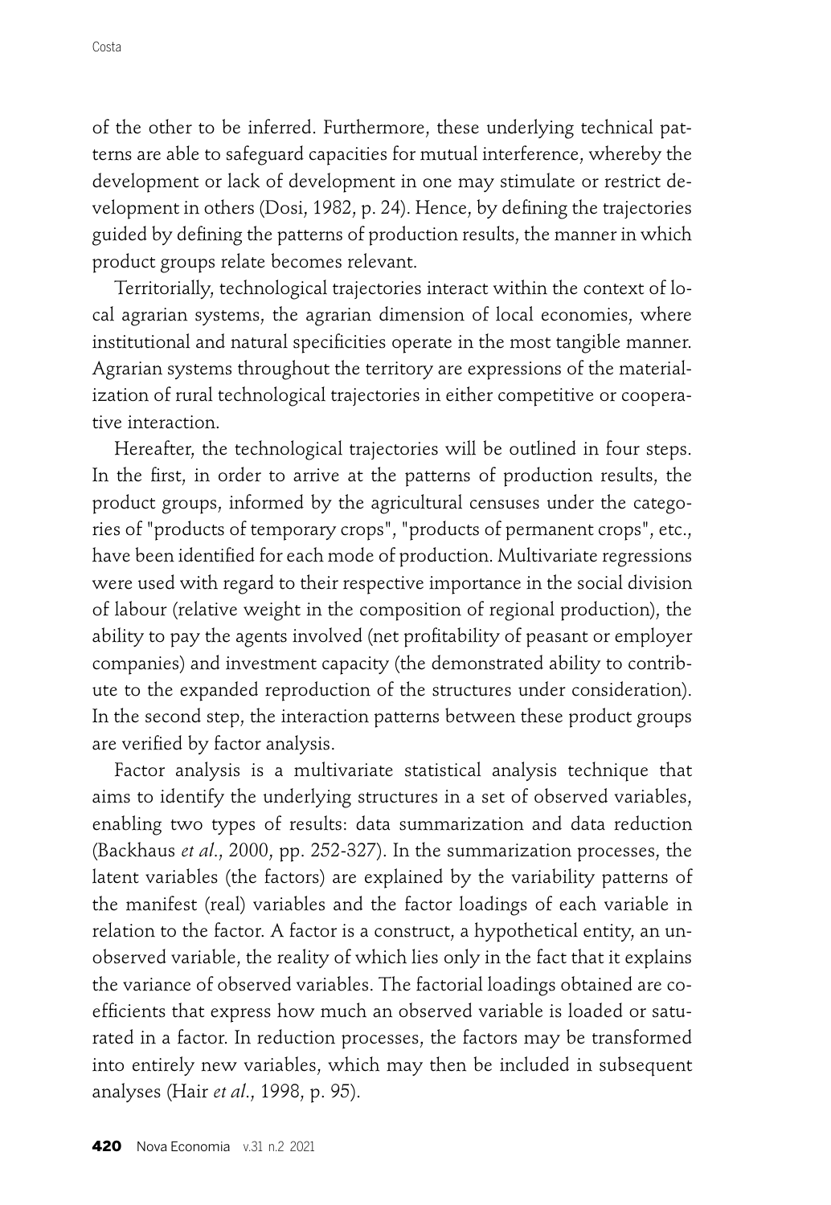of the other to be inferred. Furthermore, these underlying technical patterns are able to safeguard capacities for mutual interference, whereby the development or lack of development in one may stimulate or restrict development in others (Dosi, 1982, p. 24). Hence, by defining the trajectories guided by defining the patterns of production results, the manner in which product groups relate becomes relevant.

Territorially, technological trajectories interact within the context of local agrarian systems, the agrarian dimension of local economies, where institutional and natural specificities operate in the most tangible manner. Agrarian systems throughout the territory are expressions of the materialization of rural technological trajectories in either competitive or cooperative interaction.

Hereafter, the technological trajectories will be outlined in four steps. In the first, in order to arrive at the patterns of production results, the product groups, informed by the agricultural censuses under the categories of "products of temporary crops", "products of permanent crops", etc., have been identified for each mode of production. Multivariate regressions were used with regard to their respective importance in the social division of labour (relative weight in the composition of regional production), the ability to pay the agents involved (net profitability of peasant or employer companies) and investment capacity (the demonstrated ability to contribute to the expanded reproduction of the structures under consideration). In the second step, the interaction patterns between these product groups are verified by factor analysis.

Factor analysis is a multivariate statistical analysis technique that aims to identify the underlying structures in a set of observed variables, enabling two types of results: data summarization and data reduction (Backhaus *et al*., 2000, pp. 252-327). In the summarization processes, the latent variables (the factors) are explained by the variability patterns of the manifest (real) variables and the factor loadings of each variable in relation to the factor. A factor is a construct, a hypothetical entity, an unobserved variable, the reality of which lies only in the fact that it explains the variance of observed variables. The factorial loadings obtained are coefficients that express how much an observed variable is loaded or saturated in a factor. In reduction processes, the factors may be transformed into entirely new variables, which may then be included in subsequent analyses (Hair *et al*., 1998, p. 95).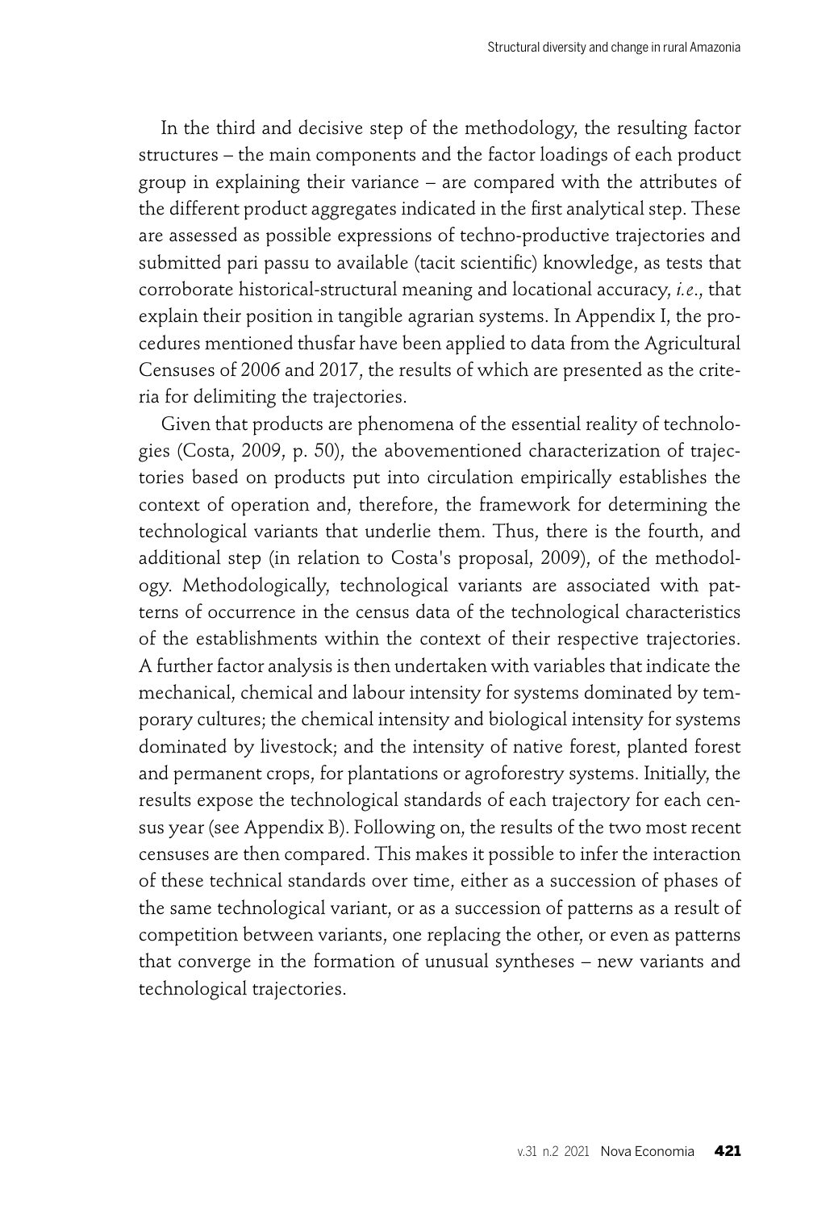In the third and decisive step of the methodology, the resulting factor structures – the main components and the factor loadings of each product group in explaining their variance – are compared with the attributes of the different product aggregates indicated in the first analytical step. These are assessed as possible expressions of techno-productive trajectories and submitted pari passu to available (tacit scientific) knowledge, as tests that corroborate historical-structural meaning and locational accuracy, *i.e.*, that explain their position in tangible agrarian systems. In Appendix I, the procedures mentioned thusfar have been applied to data from the Agricultural Censuses of 2006 and 2017, the results of which are presented as the criteria for delimiting the trajectories.

Given that products are phenomena of the essential reality of technologies (Costa, 2009, p. 50), the abovementioned characterization of trajectories based on products put into circulation empirically establishes the context of operation and, therefore, the framework for determining the technological variants that underlie them. Thus, there is the fourth, and additional step (in relation to Costa's proposal, 2009), of the methodology. Methodologically, technological variants are associated with patterns of occurrence in the census data of the technological characteristics of the establishments within the context of their respective trajectories. A further factor analysis is then undertaken with variables that indicate the mechanical, chemical and labour intensity for systems dominated by temporary cultures; the chemical intensity and biological intensity for systems dominated by livestock; and the intensity of native forest, planted forest and permanent crops, for plantations or agroforestry systems. Initially, the results expose the technological standards of each trajectory for each census year (see Appendix B). Following on, the results of the two most recent censuses are then compared. This makes it possible to infer the interaction of these technical standards over time, either as a succession of phases of the same technological variant, or as a succession of patterns as a result of competition between variants, one replacing the other, or even as patterns that converge in the formation of unusual syntheses – new variants and technological trajectories.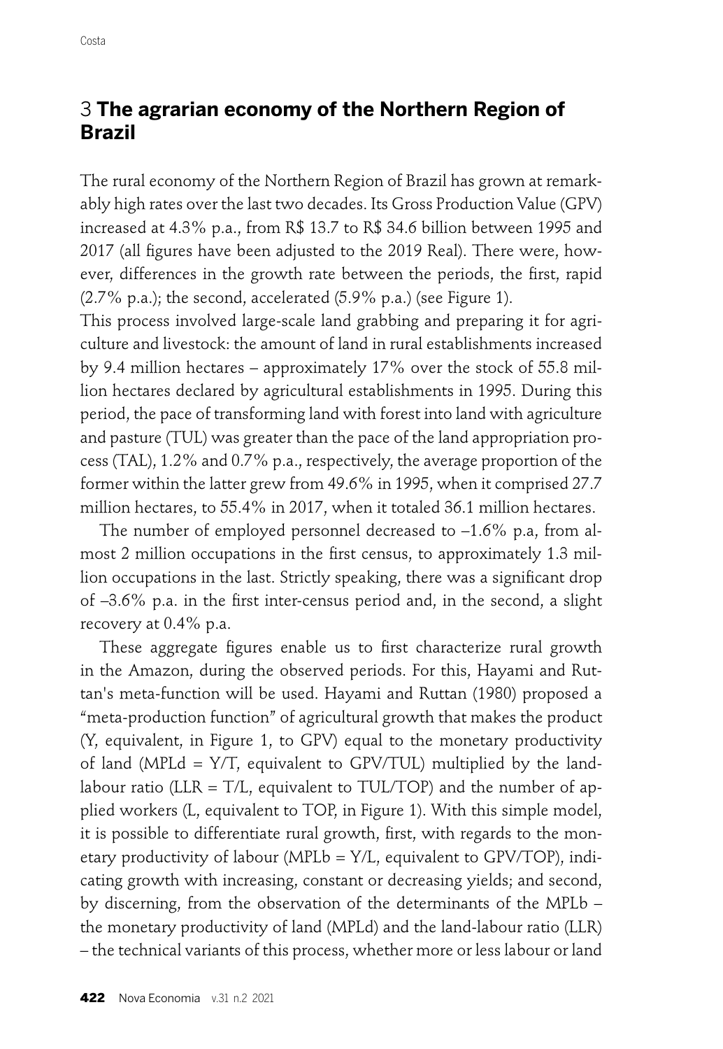## 3 **The agrarian economy of the Northern Region of Brazil**

The rural economy of the Northern Region of Brazil has grown at remarkably high rates over the last two decades. Its Gross Production Value (GPV) increased at 4.3% p.a., from R$ 13.7 to R$ 34.6 billion between 1995 and 2017 (all figures have been adjusted to the 2019 Real). There were, however, differences in the growth rate between the periods, the first, rapid (2.7% p.a.); the second, accelerated (5.9% p.a.) (see Figure 1).
This process involved large-scale land grabbing and preparing it for agriculture and livestock: the amount of land in rural establishments increased by 9.4 million hectares – approximately 17% over the stock of 55.8 million hectares declared by agricultural establishments in 1995. During this period, the pace of transforming land with forest into land with agriculture and pasture (TUL) was greater than the pace of the land appropriation process (TAL), 1.2% and 0.7% p.a., respectively, the average proportion of the former within the latter grew from 49.6% in 1995, when it comprised 27.7 million hectares, to 55.4% in 2017, when it totaled 36.1 million hectares.

The number of employed personnel decreased to –1.6% p.a, from almost 2 million occupations in the first census, to approximately 1.3 million occupations in the last. Strictly speaking, there was a significant drop of –3.6% p.a. in the first inter-census period and, in the second, a slight recovery at 0.4% p.a.

These aggregate figures enable us to first characterize rural growth in the Amazon, during the observed periods. For this, Hayami and Ruttan's meta-function will be used. Hayami and Ruttan (1980) proposed a "meta-production function" of agricultural growth that makes the product (Y, equivalent, in Figure 1, to GPV) equal to the monetary productivity of land (MPLd = Y/T, equivalent to GPV/TUL) multiplied by the land-labour ratio (LLR = T/L, equivalent to TUL/TOP) and the number of applied workers (L, equivalent to TOP, in Figure 1). With this simple model, it is possible to differentiate rural growth, first, with regards to the monetary productivity of labour (MPLb = Y/L, equivalent to GPV/TOP), indicating growth with increasing, constant or decreasing yields; and second, by discerning, from the observation of the determinants of the MPLb – the monetary productivity of land (MPLd) and the land-labour ratio (LLR) – the technical variants of this process, whether more or less labour or land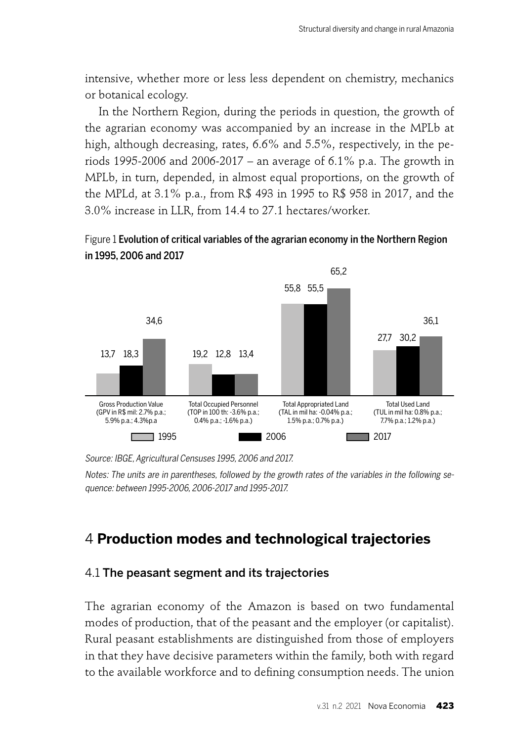intensive, whether more or less less dependent on chemistry, mechanics or botanical ecology.

In the Northern Region, during the periods in question, the growth of the agrarian economy was accompanied by an increase in the MPLb at high, although decreasing, rates, 6.6% and 5.5%, respectively, in the periods 1995-2006 and 2006-2017 – an average of 6.1% p.a. The growth in MPLb, in turn, depended, in almost equal proportions, on the growth of the MPLd, at 3.1% p.a., from R$ 493 in 1995 to R$ 958 in 2017, and the 3.0% increase in LLR, from 14.4 to 27.1 hectares/worker.

Figure 1 **Evolution of critical variables of the agrarian economy in the Northern Region in 1995, 2006 and 2017**

| Variable | 1995 | 2006 | 2017 |
|---|---|---|---|
| Gross Production Value (GPV in R$ mil: 2.7% p.a.; 5.9% p.a.; 4.3%p.a | 13,7 | 18,3 | 34,6 |
| Total Occupied Personnel (TOP in 100 th: -3.6% p.a.; 0.4% p.a.; -1.6% p.a.) | 19,2 | 12,8 | 13,4 |
| Total Appropriated Land (TAL in mil ha: -0.04% p.a.; 1.5% p.a.; 0.7% p.a.) | 55,8 | 55,5 | 65,2 |
| Total Used Land (TUL in mil ha: 0.8% p.a.; 7.7% p.a.; 1.2% p.a.) | 27,7 | 30,2 | 36,1 |

*Source: IBGE, Agricultural Censuses 1995, 2006 and 2017.*

*Notes: The units are in parentheses, followed by the growth rates of the variables in the following sequence: between 1995-2006, 2006-2017 and 1995-2017.*

## 4 **Production modes and technological trajectories**

### 4.1 The peasant segment and its trajectories

The agrarian economy of the Amazon is based on two fundamental modes of production, that of the peasant and the employer (or capitalist). Rural peasant establishments are distinguished from those of employers in that they have decisive parameters within the family, both with regard to the available workforce and to defining consumption needs. The union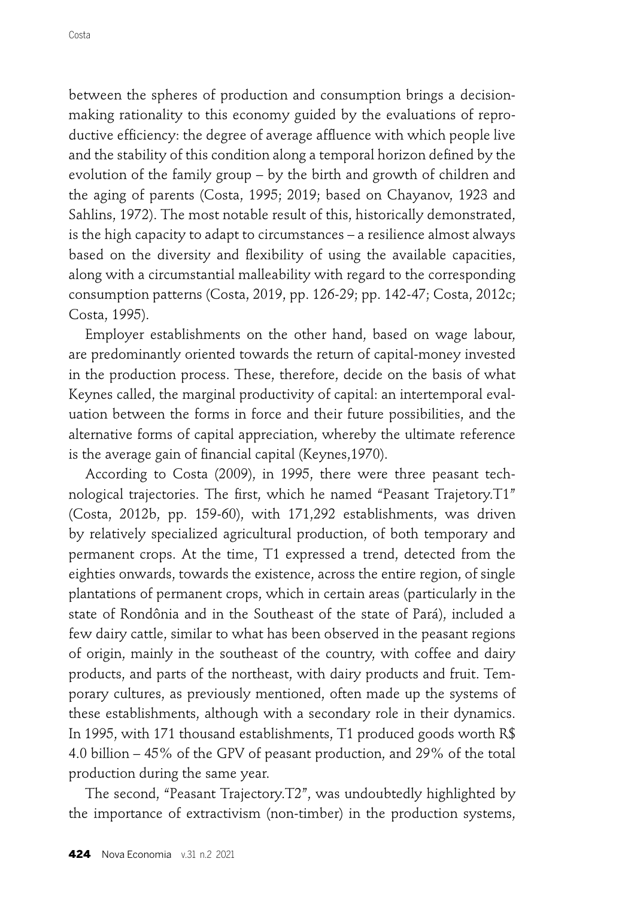between the spheres of production and consumption brings a decision-making rationality to this economy guided by the evaluations of reproductive efficiency: the degree of average affluence with which people live and the stability of this condition along a temporal horizon defined by the evolution of the family group – by the birth and growth of children and the aging of parents (Costa, 1995; 2019; based on Chayanov, 1923 and Sahlins, 1972). The most notable result of this, historically demonstrated, is the high capacity to adapt to circumstances – a resilience almost always based on the diversity and flexibility of using the available capacities, along with a circumstantial malleability with regard to the corresponding consumption patterns (Costa, 2019, pp. 126-29; pp. 142-47; Costa, 2012c; Costa, 1995).

Employer establishments on the other hand, based on wage labour, are predominantly oriented towards the return of capital-money invested in the production process. These, therefore, decide on the basis of what Keynes called, the marginal productivity of capital: an intertemporal evaluation between the forms in force and their future possibilities, and the alternative forms of capital appreciation, whereby the ultimate reference is the average gain of financial capital (Keynes,1970).

According to Costa (2009), in 1995, there were three peasant technological trajectories. The first, which he named "Peasant Trajetory.T1" (Costa, 2012b, pp. 159-60), with 171,292 establishments, was driven by relatively specialized agricultural production, of both temporary and permanent crops. At the time, T1 expressed a trend, detected from the eighties onwards, towards the existence, across the entire region, of single plantations of permanent crops, which in certain areas (particularly in the state of Rondônia and in the Southeast of the state of Pará), included a few dairy cattle, similar to what has been observed in the peasant regions of origin, mainly in the southeast of the country, with coffee and dairy products, and parts of the northeast, with dairy products and fruit. Temporary cultures, as previously mentioned, often made up the systems of these establishments, although with a secondary role in their dynamics. In 1995, with 171 thousand establishments, T1 produced goods worth R$ 4.0 billion – 45% of the GPV of peasant production, and 29% of the total production during the same year.

The second, "Peasant Trajectory.T2", was undoubtedly highlighted by the importance of extractivism (non-timber) in the production systems,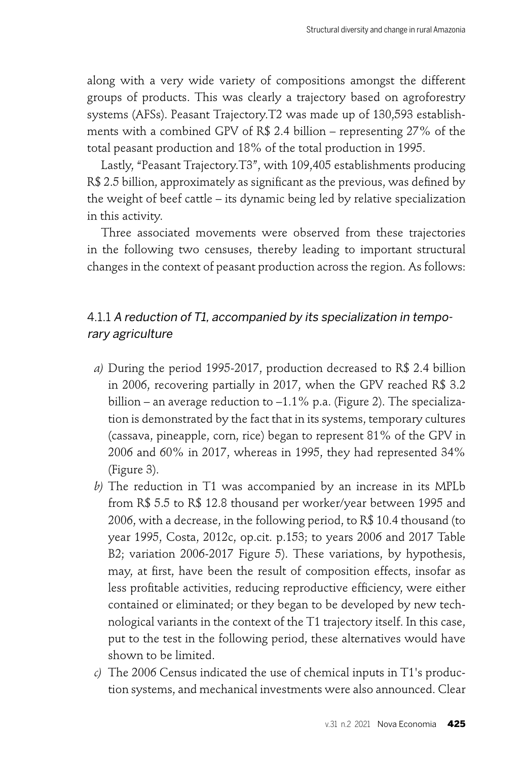along with a very wide variety of compositions amongst the different groups of products. This was clearly a trajectory based on agroforestry systems (AFSs). Peasant Trajectory.T2 was made up of 130,593 establishments with a combined GPV of R$ 2.4 billion – representing 27% of the total peasant production and 18% of the total production in 1995.

Lastly, "Peasant Trajectory.T3", with 109,405 establishments producing R$ 2.5 billion, approximately as significant as the previous, was defined by the weight of beef cattle – its dynamic being led by relative specialization in this activity.

Three associated movements were observed from these trajectories in the following two censuses, thereby leading to important structural changes in the context of peasant production across the region. As follows:

### 4.1.1 *A reduction of T1, accompanied by its specialization in temporary agriculture*

*a)* During the period 1995-2017, production decreased to R$ 2.4 billion in 2006, recovering partially in 2017, when the GPV reached R$ 3.2 billion – an average reduction to –1.1% p.a. (Figure 2). The specialization is demonstrated by the fact that in its systems, temporary cultures (cassava, pineapple, corn, rice) began to represent 81% of the GPV in 2006 and 60% in 2017, whereas in 1995, they had represented 34% (Figure 3).

*b)* The reduction in T1 was accompanied by an increase in its MPLb from R$ 5.5 to R$ 12.8 thousand per worker/year between 1995 and 2006, with a decrease, in the following period, to R$ 10.4 thousand (to year 1995, Costa, 2012c, op.cit. p.153; to years 2006 and 2017 Table B2; variation 2006-2017 Figure 5). These variations, by hypothesis, may, at first, have been the result of composition effects, insofar as less profitable activities, reducing reproductive efficiency, were either contained or eliminated; or they began to be developed by new technological variants in the context of the T1 trajectory itself. In this case, put to the test in the following period, these alternatives would have shown to be limited.

*c)* The 2006 Census indicated the use of chemical inputs in T1's production systems, and mechanical investments were also announced. Clear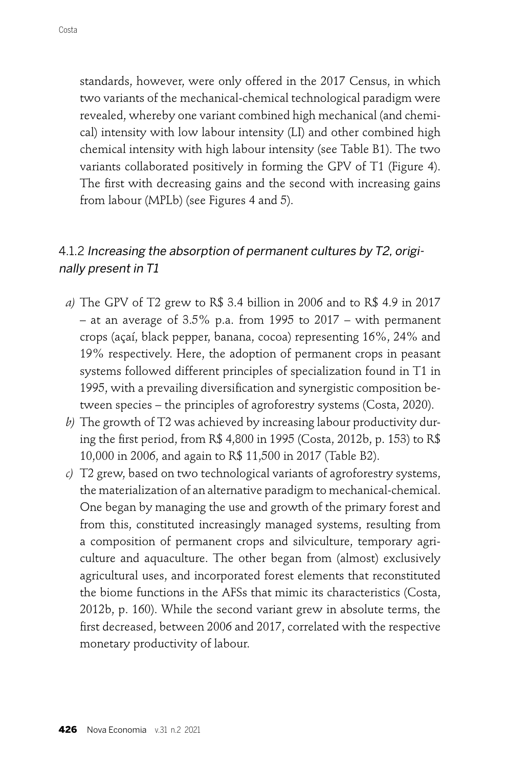standards, however, were only offered in the 2017 Census, in which two variants of the mechanical-chemical technological paradigm were revealed, whereby one variant combined high mechanical (and chemical) intensity with low labour intensity (LI) and other combined high chemical intensity with high labour intensity (see Table B1). The two variants collaborated positively in forming the GPV of T1 (Figure 4). The first with decreasing gains and the second with increasing gains from labour (MPLb) (see Figures 4 and 5).

### 4.1.2 *Increasing the absorption of permanent cultures by T2, originally present in T1*

*a)* The GPV of T2 grew to R$ 3.4 billion in 2006 and to R$ 4.9 in 2017 – at an average of 3.5% p.a. from 1995 to 2017 – with permanent crops (açaí, black pepper, banana, cocoa) representing 16%, 24% and 19% respectively. Here, the adoption of permanent crops in peasant systems followed different principles of specialization found in T1 in 1995, with a prevailing diversification and synergistic composition between species – the principles of agroforestry systems (Costa, 2020).

*b)* The growth of T2 was achieved by increasing labour productivity during the first period, from R$ 4,800 in 1995 (Costa, 2012b, p. 153) to R$ 10,000 in 2006, and again to R$ 11,500 in 2017 (Table B2).

*c)* T2 grew, based on two technological variants of agroforestry systems, the materialization of an alternative paradigm to mechanical-chemical. One began by managing the use and growth of the primary forest and from this, constituted increasingly managed systems, resulting from a composition of permanent crops and silviculture, temporary agriculture and aquaculture. The other began from (almost) exclusively agricultural uses, and incorporated forest elements that reconstituted the biome functions in the AFSs that mimic its characteristics (Costa, 2012b, p. 160). While the second variant grew in absolute terms, the first decreased, between 2006 and 2017, correlated with the respective monetary productivity of labour.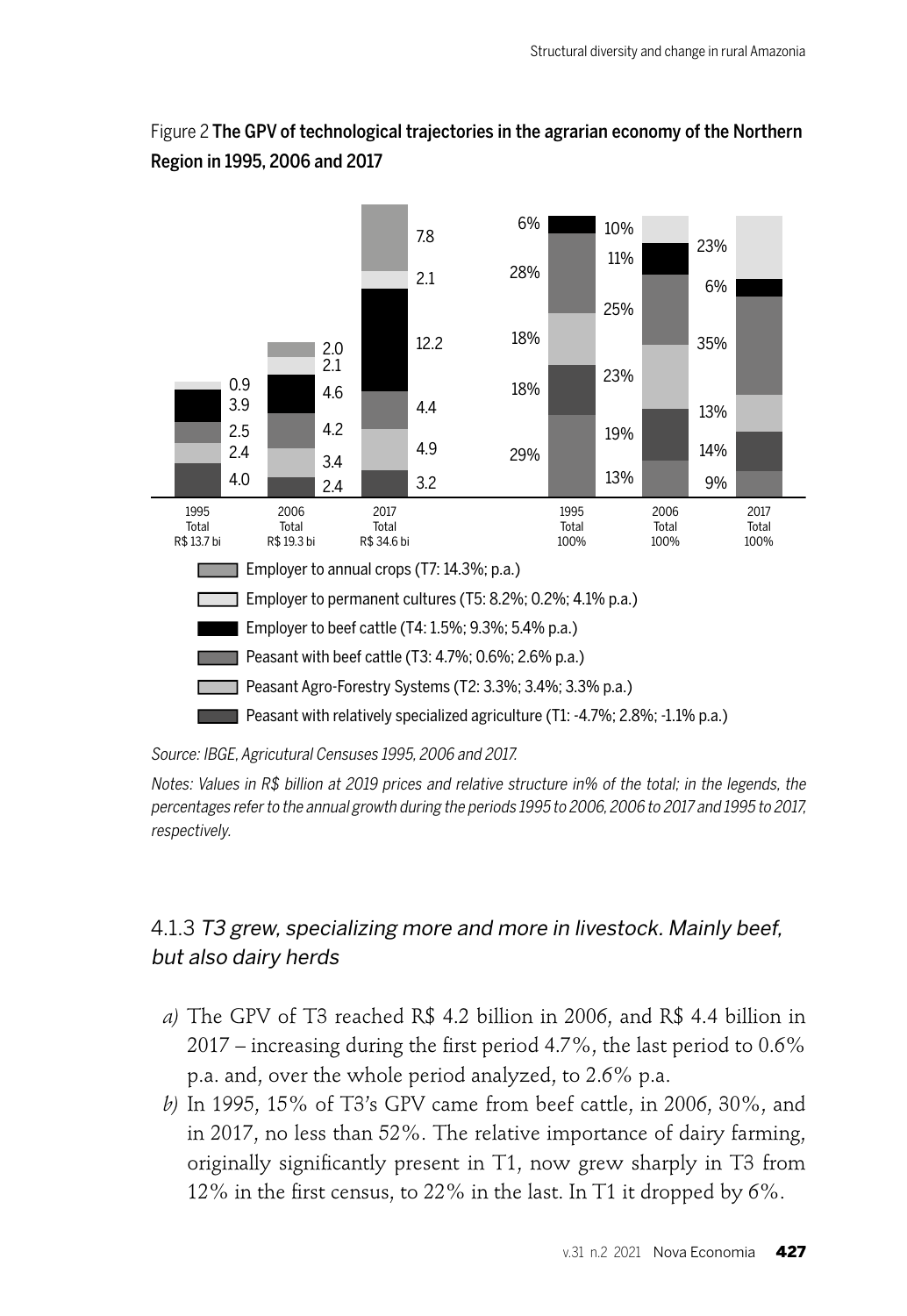Figure 2 **The GPV of technological trajectories in the agrarian economy of the Northern Region in 1995, 2006 and 2017**

| | 1995 Total R$ 13.7 bi | 2006 Total R$ 19.3 bi | 2017 Total R$ 34.6 bi | 1995 Total 100% | 2006 Total 100% | 2017 Total 100% |
|---|---|---|---|---|---|---|
| Employer to annual crops (T7: 14.3%; p.a.) | | 2.0 | 7.8 | | | |
| Employer to permanent cultures (T5: 8.2%; 0.2%; 4.1% p.a.) | 0.9 | 2.1 | 2.1 | 6% | 10% | 23% |
| Employer to beef cattle (T4: 1.5%; 9.3%; 5.4% p.a.) | 3.9 | 4.6 | 12.2 | 28% | 11% | 6% |
| Peasant with beef cattle (T3: 4.7%; 0.6%; 2.6% p.a.) | 2.5 | 4.2 | 4.4 | 18% | 25% | 35% |
| Peasant Agro-Forestry Systems (T2: 3.3%; 3.4%; 3.3% p.a.) | 2.4 | 3.4 | 4.9 | 18% | 23% | 13% |
| Peasant with relatively specialized agriculture (T1: -4.7%; 2.8%; -1.1% p.a.) | 4.0 | 2.4 | 3.2 | 29% | 19% | 14% |
| | | | | | 13% | 9% |

*Source: IBGE, Agricutural Censuses 1995, 2006 and 2017.*

*Notes: Values in R$ billion at 2019 prices and relative structure in% of the total; in the legends, the percentages refer to the annual growth during the periods 1995 to 2006, 2006 to 2017 and 1995 to 2017, respectively.*

### 4.1.3 *T3 grew, specializing more and more in livestock. Mainly beef, but also dairy herds*

*a)* The GPV of T3 reached R$ 4.2 billion in 2006, and R$ 4.4 billion in 2017 – increasing during the first period 4.7%, the last period to 0.6% p.a. and, over the whole period analyzed, to 2.6% p.a.

*b)* In 1995, 15% of T3's GPV came from beef cattle, in 2006, 30%, and in 2017, no less than 52%. The relative importance of dairy farming, originally significantly present in T1, now grew sharply in T3 from 12% in the first census, to 22% in the last. In T1 it dropped by 6%.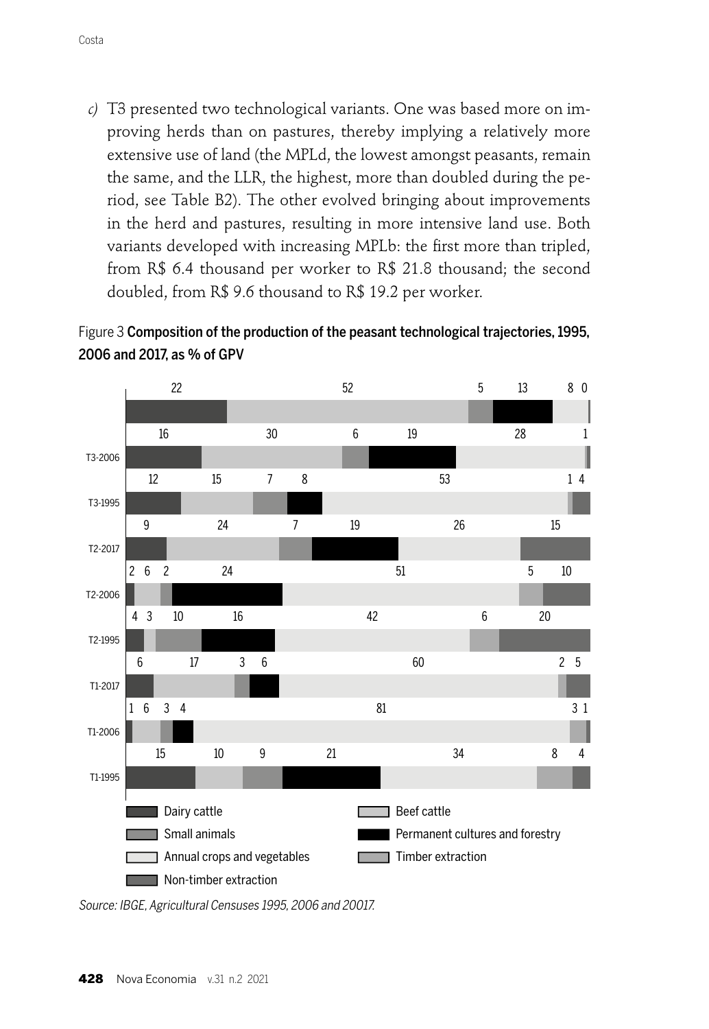*c)* T3 presented two technological variants. One was based more on improving herds than on pastures, thereby implying a relatively more extensive use of land (the MPLd, the lowest amongst peasants, remain the same, and the LLR, the highest, more than doubled during the period, see Table B2). The other evolved bringing about improvements in the herd and pastures, resulting in more intensive land use. Both variants developed with increasing MPLb: the first more than tripled, from R$ 6.4 thousand per worker to R$ 21.8 thousand; the second doubled, from R$ 9.6 thousand to R$ 19.2 per worker.

Figure 3 **Composition of the production of the peasant technological trajectories, 1995, 2006 and 2017, as % of GPV**

| | Dairy cattle | Beef cattle | Small animals | Permanent cultures and forestry | Annual crops and vegetables | Timber extraction | Non-timber extraction |
|---|---|---|---|---|---|---|---|
| | 22 | 52 | 5 | 13 | 8 | | 0 |
| T3-2006 | 16 | 30 | 6 | 19 | 28 | | 1 |
| T3-1995 | 12 | 15 | 7 | 8 | 53 | 1 | 4 |
| T2-2017 | 9 | 24 | 7 | 19 | 26 | | 15 |
| T2-2006 | 2 | 6 | 2 | 24 | 51 | 5 | 10 |
| T2-1995 | 4 | 3 | 10 | 16 | 42 | 6 | 20 |
| T1-2017 | 6 | 17 | 3 | 6 | 60 | 2 | 5 |
| T1-2006 | 1 | 6 | 3 | 4 | 81 | 3 | 1 |
| T1-1995 | 15 | 10 | 9 | 21 | 34 | 8 | 4 |

*Source: IBGE, Agricultural Censuses 1995, 2006 and 20017.*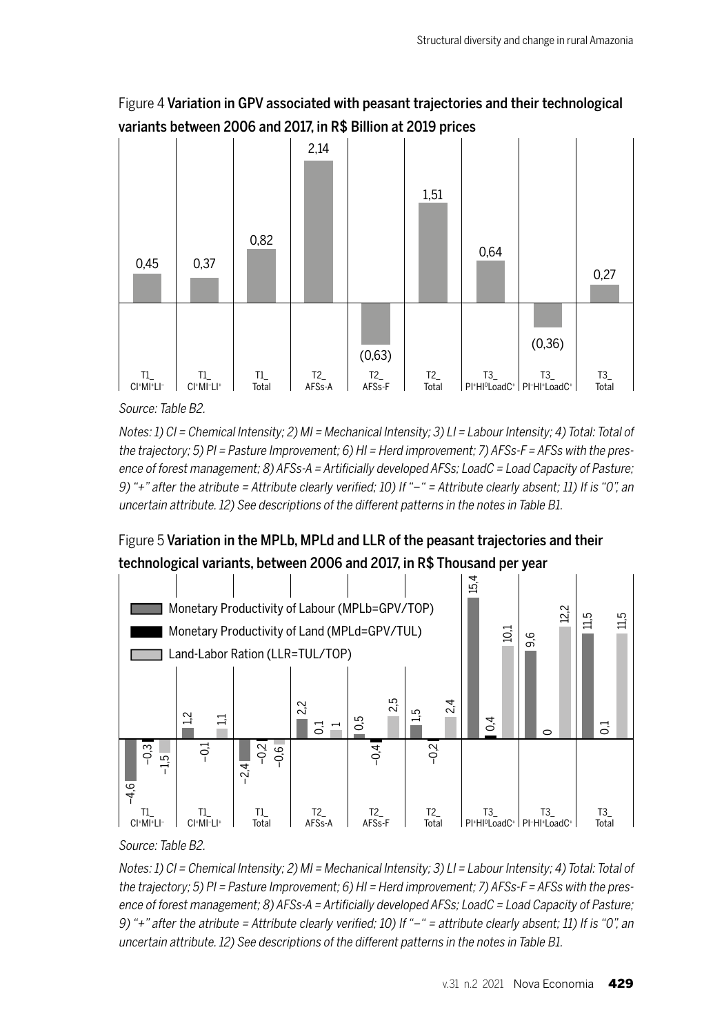Figure 4 **Variation in GPV associated with peasant trajectories and their technological variants between 2006 and 2017, in R$ Billion at 2019 prices**

| T1_ CI⁺MI⁺LI⁻ | T1_ CI⁺MI⁻LI⁺ | T1_ Total | T2_ AFSs-A | T2_ AFSs-F | T2_ Total | T3_ PI⁺HI⁰LoadC⁺ | T3_ PI⁻HI⁺LoadC⁺ | T3_ Total |
|---|---|---|---|---|---|---|---|---|
| 0,45 | 0,37 | 0,82 | 2,14 | (0,63) | 1,51 | 0,64 | (0,36) | 0,27 |

*Source: Table B2.*

*Notes: 1) CI = Chemical Intensity; 2) MI = Mechanical Intensity; 3) LI = Labour Intensity; 4) Total: Total of the trajectory; 5) PI = Pasture Improvement; 6) HI = Herd improvement; 7) AFSs-F = AFSs with the presence of forest management; 8) AFSs-A = Artificially developed AFSs; LoadC = Load Capacity of Pasture; 9) "+" after the atribute = Attribute clearly verified; 10) If "–" = Attribute clearly absent; 11) If is "0", an uncertain attribute. 12) See descriptions of the different patterns in the notes in Table B1.*

Figure 5 **Variation in the MPLb, MPLd and LLR of the peasant trajectories and their technological variants, between 2006 and 2017, in R$ Thousand per year**

| | T1_ CI⁺MI⁺LI⁻ | T1_ CI⁺MI⁻LI⁺ | T1_ Total | T2_ AFSs-A | T2_ AFSs-F | T2_ Total | T3_ PI⁺HI⁰LoadC⁺ | T3_ PI⁻HI⁺LoadC⁺ | T3_ Total |
|---|---|---|---|---|---|---|---|---|---|
| Monetary Productivity of Labour (MPLb=GPV/TOP) | –4,6 | 1,2 | –2,4 | 2,2 | 0,5 | 1,5 | 15,4 | 9,6 | 11,5 |
| Monetary Productivity of Land (MPLd=GPV/TUL) | –0,3 | –0,1 | –0,2 | 0,1 | –0,4 | –0,2 | 0,4 | 0 | 0,1 |
| Land-Labor Ration (LLR=TUL/TOP) | –1,5 | 1,1 | –0,6 | 1 | 2,5 | 2,4 | 10,1 | 12,2 | 11,5 |

*Source: Table B2.*

*Notes: 1) CI = Chemical Intensity; 2) MI = Mechanical Intensity; 3) LI = Labour Intensity; 4) Total: Total of the trajectory; 5) PI = Pasture Improvement; 6) HI = Herd improvement; 7) AFSs-F = AFSs with the presence of forest management; 8) AFSs-A = Artificially developed AFSs; LoadC = Load Capacity of Pasture; 9) "+" after the atribute = Attribute clearly verified; 10) If "–" = attribute clearly absent; 11) If is "0", an uncertain attribute. 12) See descriptions of the different patterns in the notes in Table B1.*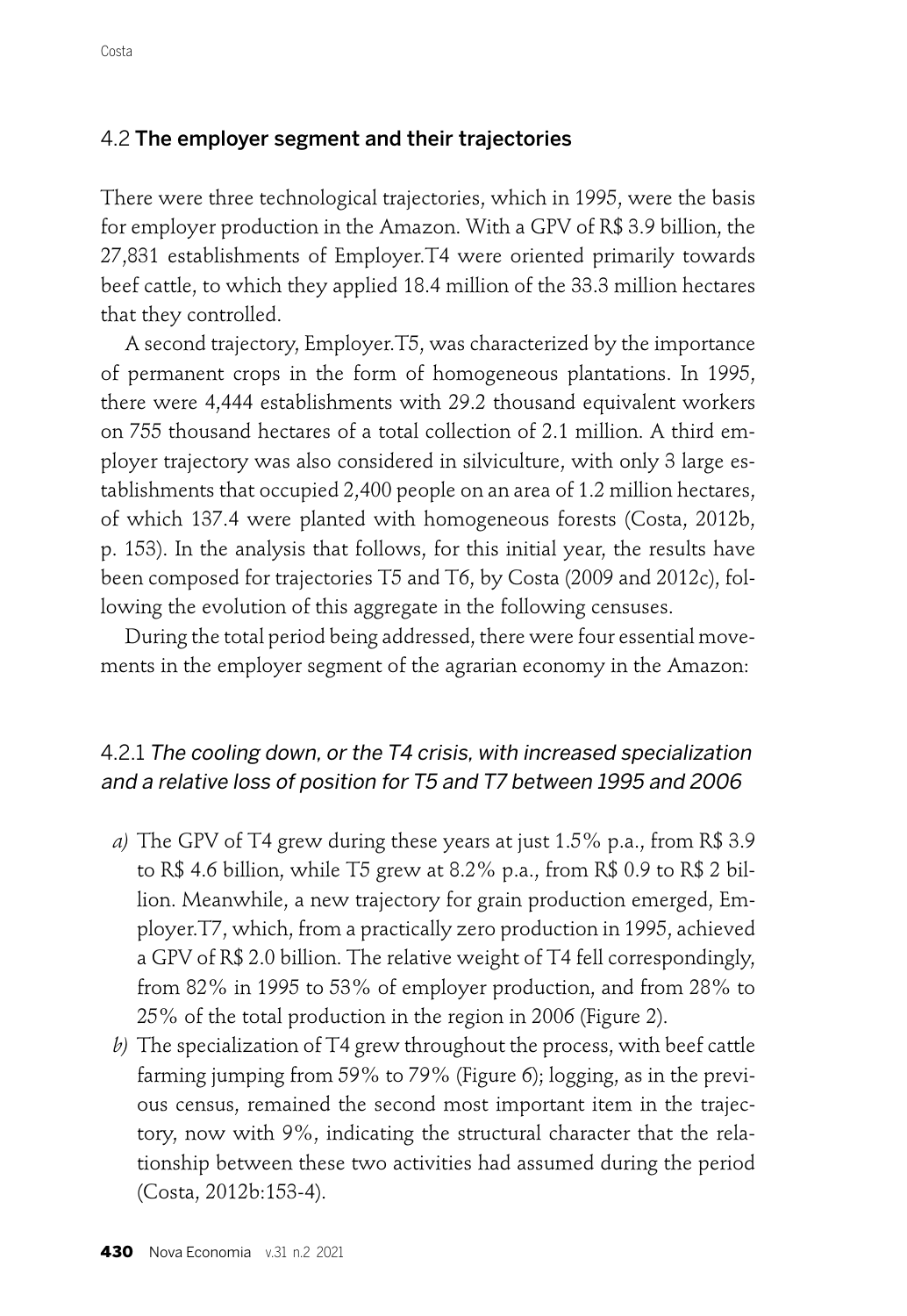### 4.2 The employer segment and their trajectories

There were three technological trajectories, which in 1995, were the basis for employer production in the Amazon. With a GPV of R$ 3.9 billion, the 27,831 establishments of Employer.T4 were oriented primarily towards beef cattle, to which they applied 18.4 million of the 33.3 million hectares that they controlled.

A second trajectory, Employer.T5, was characterized by the importance of permanent crops in the form of homogeneous plantations. In 1995, there were 4,444 establishments with 29.2 thousand equivalent workers on 755 thousand hectares of a total collection of 2.1 million. A third employer trajectory was also considered in silviculture, with only 3 large establishments that occupied 2,400 people on an area of 1.2 million hectares, of which 137.4 were planted with homogeneous forests (Costa, 2012b, p. 153). In the analysis that follows, for this initial year, the results have been composed for trajectories T5 and T6, by Costa (2009 and 2012c), following the evolution of this aggregate in the following censuses.

During the total period being addressed, there were four essential movements in the employer segment of the agrarian economy in the Amazon:

#### 4.2.1 *The cooling down, or the T4 crisis, with increased specialization and a relative loss of position for T5 and T7 between 1995 and 2006*

*a)* The GPV of T4 grew during these years at just 1.5% p.a., from R$ 3.9 to R$ 4.6 billion, while T5 grew at 8.2% p.a., from R$ 0.9 to R$ 2 billion. Meanwhile, a new trajectory for grain production emerged, Employer.T7, which, from a practically zero production in 1995, achieved a GPV of R$ 2.0 billion. The relative weight of T4 fell correspondingly, from 82% in 1995 to 53% of employer production, and from 28% to 25% of the total production in the region in 2006 (Figure 2).

*b)* The specialization of T4 grew throughout the process, with beef cattle farming jumping from 59% to 79% (Figure 6); logging, as in the previous census, remained the second most important item in the trajectory, now with 9%, indicating the structural character that the relationship between these two activities had assumed during the period (Costa, 2012b:153-4).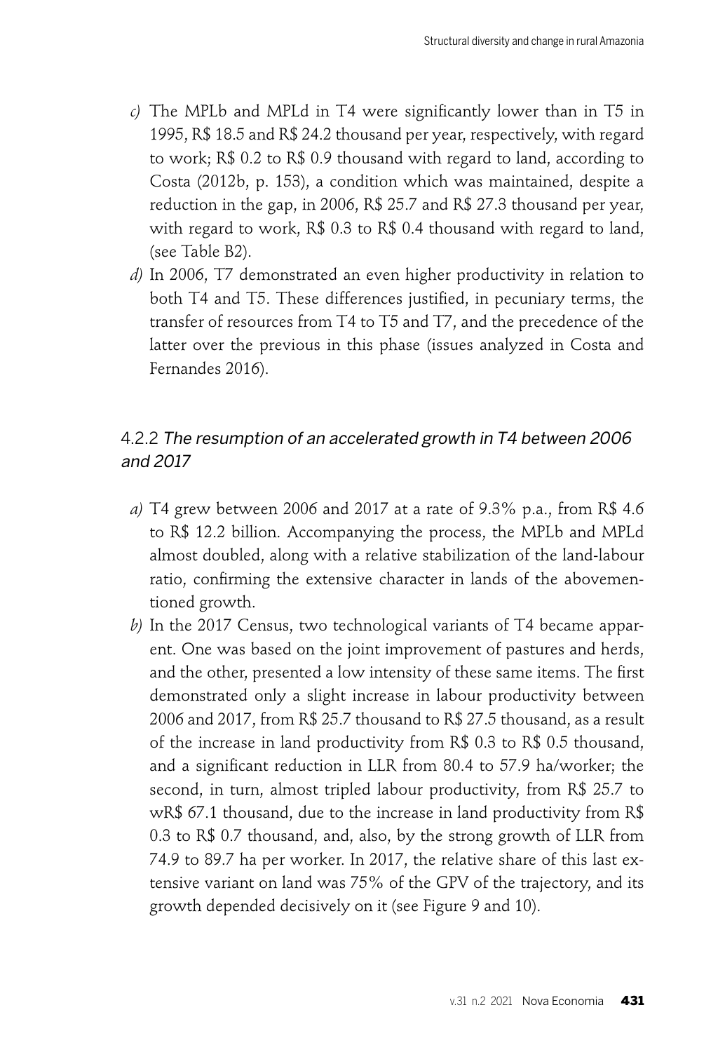*c)* The MPLb and MPLd in T4 were significantly lower than in T5 in 1995, R$ 18.5 and R$ 24.2 thousand per year, respectively, with regard to work; R$ 0.2 to R$ 0.9 thousand with regard to land, according to Costa (2012b, p. 153), a condition which was maintained, despite a reduction in the gap, in 2006, R$ 25.7 and R$ 27.3 thousand per year, with regard to work, R$ 0.3 to R$ 0.4 thousand with regard to land, (see Table B2).

*d)* In 2006, T7 demonstrated an even higher productivity in relation to both T4 and T5. These differences justified, in pecuniary terms, the transfer of resources from T4 to T5 and T7, and the precedence of the latter over the previous in this phase (issues analyzed in Costa and Fernandes 2016).

### 4.2.2 *The resumption of an accelerated growth in T4 between 2006 and 2017*

*a)* T4 grew between 2006 and 2017 at a rate of 9.3% p.a., from R$ 4.6 to R$ 12.2 billion. Accompanying the process, the MPLb and MPLd almost doubled, along with a relative stabilization of the land-labour ratio, confirming the extensive character in lands of the abovementioned growth.

*b)* In the 2017 Census, two technological variants of T4 became apparent. One was based on the joint improvement of pastures and herds, and the other, presented a low intensity of these same items. The first demonstrated only a slight increase in labour productivity between 2006 and 2017, from R$ 25.7 thousand to R$ 27.5 thousand, as a result of the increase in land productivity from R$ 0.3 to R$ 0.5 thousand, and a significant reduction in LLR from 80.4 to 57.9 ha/worker; the second, in turn, almost tripled labour productivity, from R$ 25.7 to wR$ 67.1 thousand, due to the increase in land productivity from R$ 0.3 to R$ 0.7 thousand, and, also, by the strong growth of LLR from 74.9 to 89.7 ha per worker. In 2017, the relative share of this last extensive variant on land was 75% of the GPV of the trajectory, and its growth depended decisively on it (see Figure 9 and 10).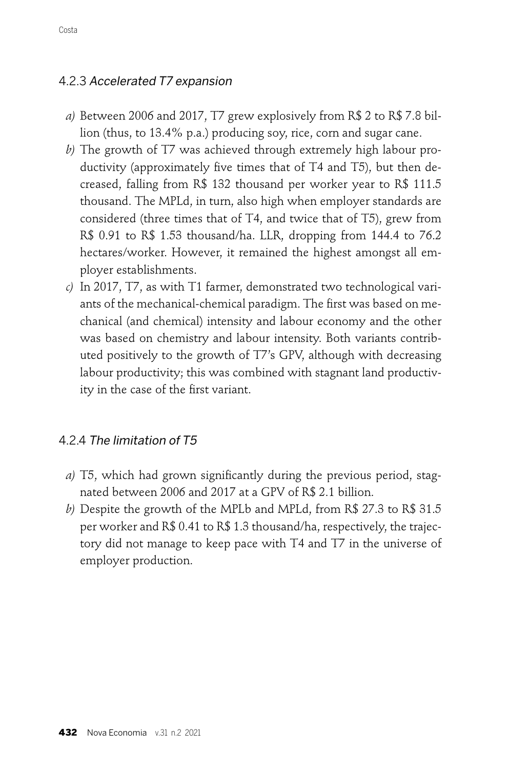### 4.2.3 *Accelerated T7 expansion*

*a)* Between 2006 and 2017, T7 grew explosively from R$ 2 to R$ 7.8 billion (thus, to 13.4% p.a.) producing soy, rice, corn and sugar cane.

*b)* The growth of T7 was achieved through extremely high labour productivity (approximately five times that of T4 and T5), but then decreased, falling from R$ 132 thousand per worker year to R$ 111.5 thousand. The MPLd, in turn, also high when employer standards are considered (three times that of T4, and twice that of T5), grew from R$ 0.91 to R$ 1.53 thousand/ha. LLR, dropping from 144.4 to 76.2 hectares/worker. However, it remained the highest amongst all employer establishments.

*c)* In 2017, T7, as with T1 farmer, demonstrated two technological variants of the mechanical-chemical paradigm. The first was based on mechanical (and chemical) intensity and labour economy and the other was based on chemistry and labour intensity. Both variants contributed positively to the growth of T7's GPV, although with decreasing labour productivity; this was combined with stagnant land productivity in the case of the first variant.

### 4.2.4 *The limitation of T5*

*a)* T5, which had grown significantly during the previous period, stagnated between 2006 and 2017 at a GPV of R$ 2.1 billion.

*b)* Despite the growth of the MPLb and MPLd, from R$ 27.3 to R$ 31.5 per worker and R$ 0.41 to R$ 1.3 thousand/ha, respectively, the trajectory did not manage to keep pace with T4 and T7 in the universe of employer production.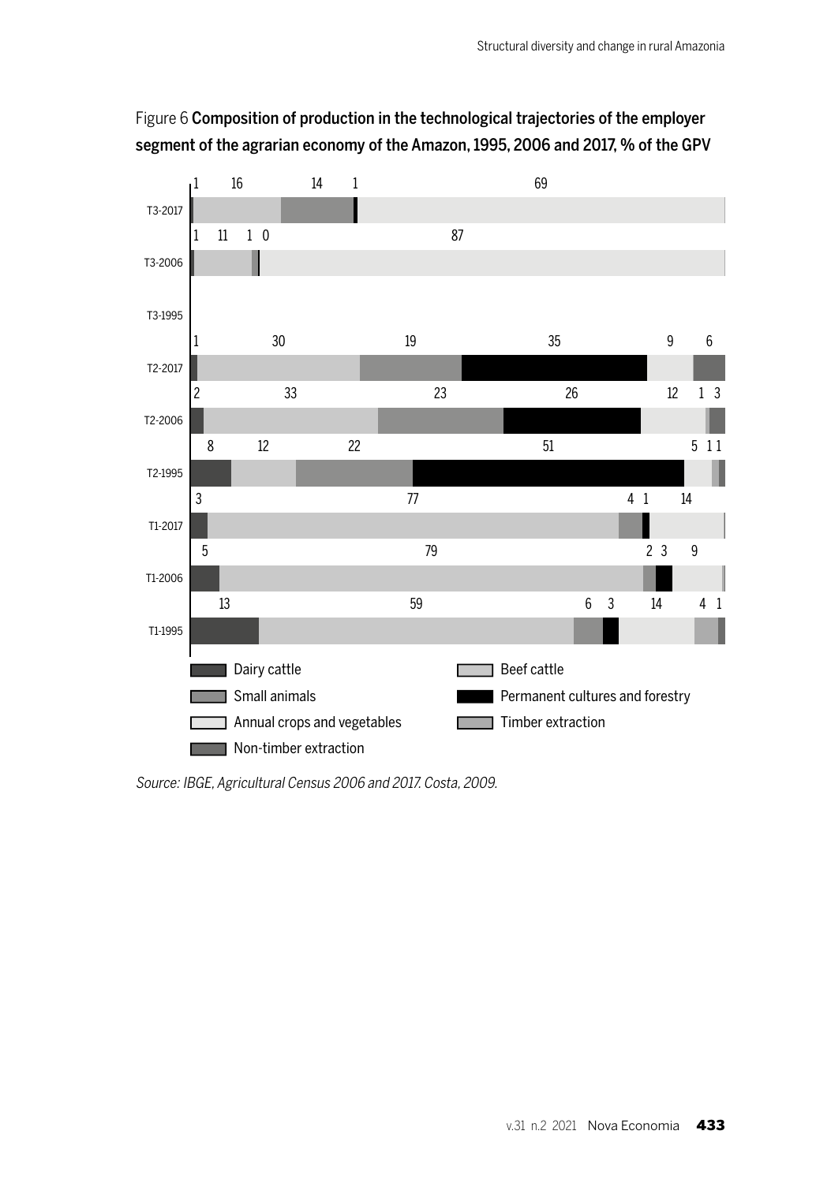Figure 6 **Composition of production in the technological trajectories of the employer segment of the agrarian economy of the Amazon, 1995, 2006 and 2017, % of the GPV**

| | Dairy cattle | Beef cattle | Small animals | Permanent cultures and forestry | Annual crops and vegetables | Timber extraction | Non-timber extraction |
|---|---|---|---|---|---|---|---|
| T3-2017 | 1 | 16 | 14 | 1 | 69 | | |
| T3-2006 | 1 | 11 | 1 | 0 | 87 | | |
| T3-1995 | | | | | | | |
| T2-2017 | 1 | 30 | 19 | 35 | 9 | | 6 |
| T2-2006 | 2 | 33 | 23 | 26 | 12 | 1 | 3 |
| T2-1995 | 8 | 12 | 22 | 51 | 5 | 1 | 1 |
| T1-2017 | 3 | 77 | 4 | 1 | 14 | | |
| T1-2006 | 5 | 79 | 2 | 3 | 9 | | |
| T1-1995 | 13 | 59 | 6 | 3 | 14 | 4 | 1 |

*Source: IBGE, Agricultural Census 2006 and 2017. Costa, 2009.*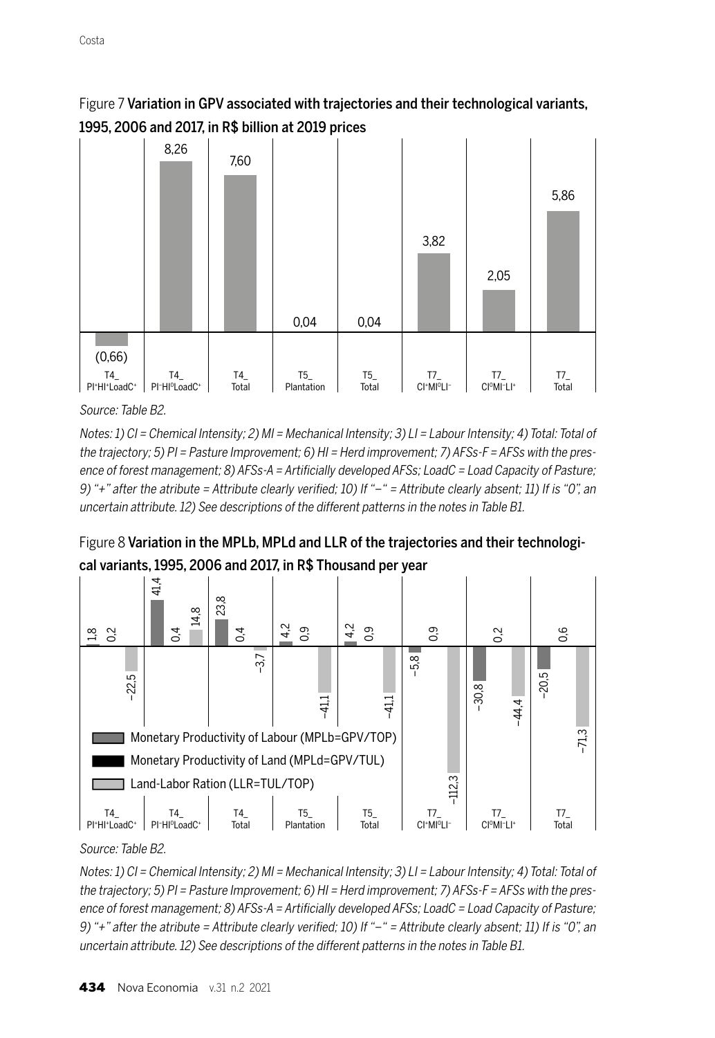Figure 7 **Variation in GPV associated with trajectories and their technological variants, 1995, 2006 and 2017, in R$ billion at 2019 prices**

| | T4_ PI⁺HI⁺LoadC⁺ | T4_ PI⁻HI⁰LoadC⁺ | T4_ Total | T5_ Plantation | T5_ Total | T7_ CI⁺MI⁰LI⁻ | T7_ CI⁰MI⁻LI⁺ | T7_ Total |
|---|---|---|---|---|---|---|---|---|
| GPV | (0,66) | 8,26 | 7,60 | 0,04 | 0,04 | 3,82 | 2,05 | 5,86 |

*Source: Table B2.*

*Notes: 1) CI = Chemical Intensity; 2) MI = Mechanical Intensity; 3) LI = Labour Intensity; 4) Total: Total of the trajectory; 5) PI = Pasture Improvement; 6) HI = Herd improvement; 7) AFSs-F = AFSs with the presence of forest management; 8) AFSs-A = Artificially developed AFSs; LoadC = Load Capacity of Pasture; 9) "+" after the atribute = Attribute clearly verified; 10) If "−" = Attribute clearly absent; 11) If is "0", an uncertain attribute. 12) See descriptions of the different patterns in the notes in Table B1.*

Figure 8 **Variation in the MPLb, MPLd and LLR of the trajectories and their technological variants, 1995, 2006 and 2017, in R$ Thousand per year**

| | T4_ PI⁺HI⁺LoadC⁺ | T4_ PI⁻HI⁰LoadC⁺ | T4_ Total | T5_ Plantation | T5_ Total | T7_ CI⁺MI⁰LI⁻ | T7_ CI⁰MI⁻LI⁺ | T7_ Total |
|---|---|---|---|---|---|---|---|---|
| Monetary Productivity of Labour (MPLb=GPV/TOP) | 1,8 | 41,4 | 23,8 | 4,2 | 4,2 | −5,8 | −30,8 | −20,5 |
| Monetary Productivity of Land (MPLd=GPV/TUL) | 0,2 | 0,4 | 0,4 | 0,9 | 0,9 | 0,9 | 0,2 | 0,6 |
| Land-Labor Ration (LLR=TUL/TOP) | −22,5 | 14,8 | −3,7 | −41,1 | −41,1 | −112,3 | −44,4 | −71,3 |

*Source: Table B2.*

*Notes: 1) CI = Chemical Intensity; 2) MI = Mechanical Intensity; 3) LI = Labour Intensity; 4) Total: Total of the trajectory; 5) PI = Pasture Improvement; 6) HI = Herd improvement; 7) AFSs-F = AFSs with the presence of forest management; 8) AFSs-A = Artificially developed AFSs; LoadC = Load Capacity of Pasture; 9) "+" after the atribute = Attribute clearly verified; 10) If "−" = Attribute clearly absent; 11) If is "0", an uncertain attribute. 12) See descriptions of the different patterns in the notes in Table B1.*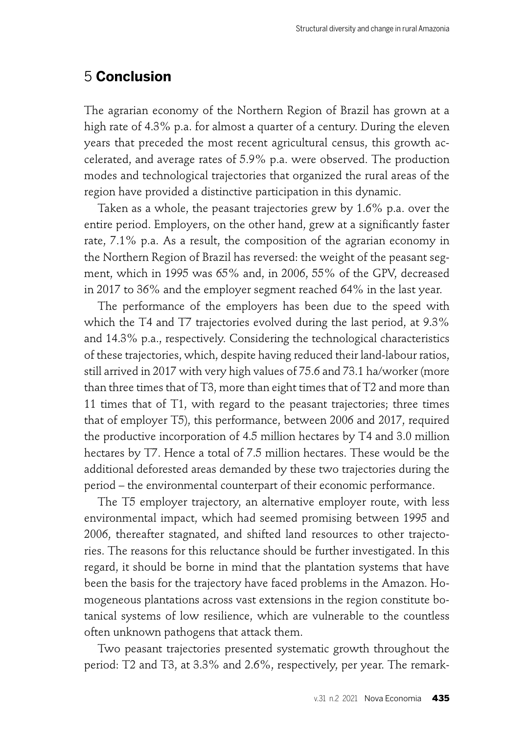## 5 **Conclusion**

The agrarian economy of the Northern Region of Brazil has grown at a high rate of 4.3% p.a. for almost a quarter of a century. During the eleven years that preceded the most recent agricultural census, this growth accelerated, and average rates of 5.9% p.a. were observed. The production modes and technological trajectories that organized the rural areas of the region have provided a distinctive participation in this dynamic.

Taken as a whole, the peasant trajectories grew by 1.6% p.a. over the entire period. Employers, on the other hand, grew at a significantly faster rate, 7.1% p.a. As a result, the composition of the agrarian economy in the Northern Region of Brazil has reversed: the weight of the peasant segment, which in 1995 was 65% and, in 2006, 55% of the GPV, decreased in 2017 to 36% and the employer segment reached 64% in the last year.

The performance of the employers has been due to the speed with which the T4 and T7 trajectories evolved during the last period, at 9.3% and 14.3% p.a., respectively. Considering the technological characteristics of these trajectories, which, despite having reduced their land-labour ratios, still arrived in 2017 with very high values of 75.6 and 73.1 ha/worker (more than three times that of T3, more than eight times that of T2 and more than 11 times that of T1, with regard to the peasant trajectories; three times that of employer T5), this performance, between 2006 and 2017, required the productive incorporation of 4.5 million hectares by T4 and 3.0 million hectares by T7. Hence a total of 7.5 million hectares. These would be the additional deforested areas demanded by these two trajectories during the period – the environmental counterpart of their economic performance.

The T5 employer trajectory, an alternative employer route, with less environmental impact, which had seemed promising between 1995 and 2006, thereafter stagnated, and shifted land resources to other trajectories. The reasons for this reluctance should be further investigated. In this regard, it should be borne in mind that the plantation systems that have been the basis for the trajectory have faced problems in the Amazon. Homogeneous plantations across vast extensions in the region constitute botanical systems of low resilience, which are vulnerable to the countless often unknown pathogens that attack them.

Two peasant trajectories presented systematic growth throughout the period: T2 and T3, at 3.3% and 2.6%, respectively, per year. The remark-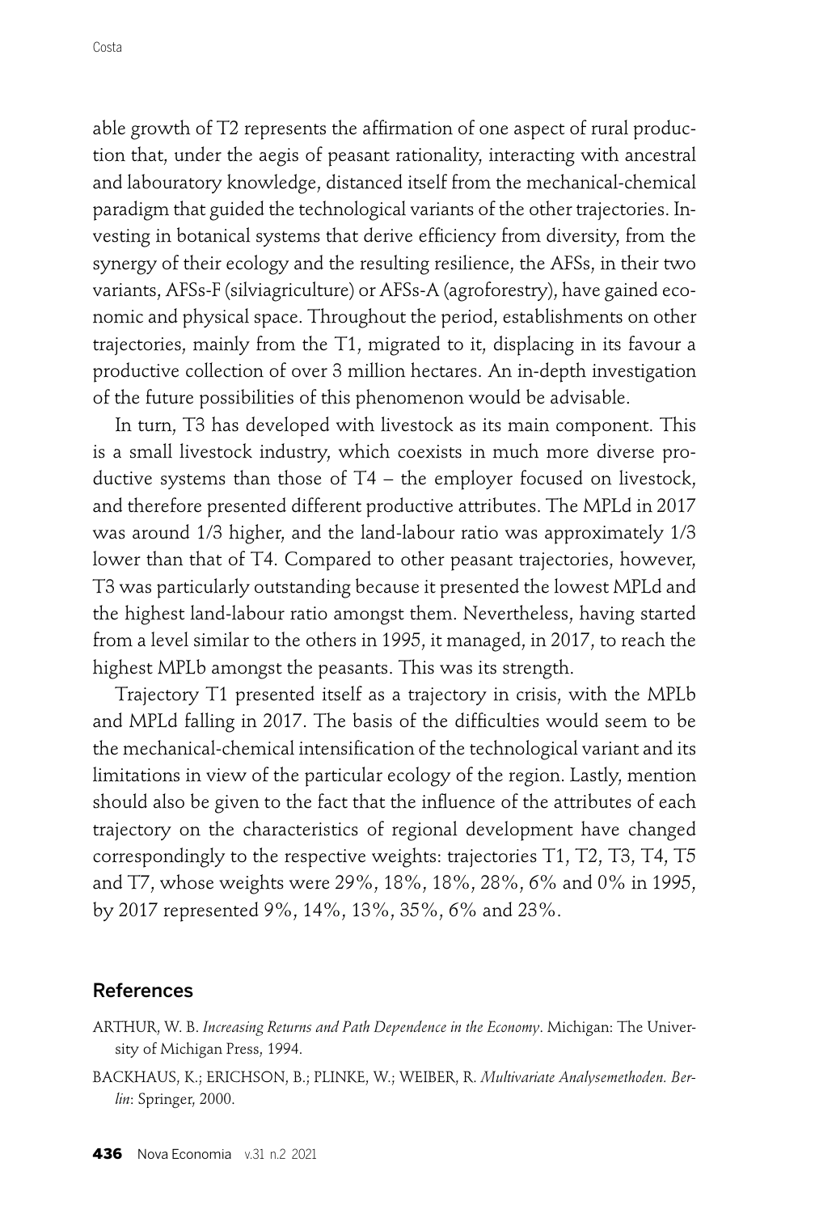able growth of T2 represents the affirmation of one aspect of rural production that, under the aegis of peasant rationality, interacting with ancestral and labouratory knowledge, distanced itself from the mechanical-chemical paradigm that guided the technological variants of the other trajectories. Investing in botanical systems that derive efficiency from diversity, from the synergy of their ecology and the resulting resilience, the AFSs, in their two variants, AFSs-F (silviagriculture) or AFSs-A (agroforestry), have gained economic and physical space. Throughout the period, establishments on other trajectories, mainly from the T1, migrated to it, displacing in its favour a productive collection of over 3 million hectares. An in-depth investigation of the future possibilities of this phenomenon would be advisable.

In turn, T3 has developed with livestock as its main component. This is a small livestock industry, which coexists in much more diverse productive systems than those of T4 – the employer focused on livestock, and therefore presented different productive attributes. The MPLd in 2017 was around 1/3 higher, and the land-labour ratio was approximately 1/3 lower than that of T4. Compared to other peasant trajectories, however, T3 was particularly outstanding because it presented the lowest MPLd and the highest land-labour ratio amongst them. Nevertheless, having started from a level similar to the others in 1995, it managed, in 2017, to reach the highest MPLb amongst the peasants. This was its strength.

Trajectory T1 presented itself as a trajectory in crisis, with the MPLb and MPLd falling in 2017. The basis of the difficulties would seem to be the mechanical-chemical intensification of the technological variant and its limitations in view of the particular ecology of the region. Lastly, mention should also be given to the fact that the influence of the attributes of each trajectory on the characteristics of regional development have changed correspondingly to the respective weights: trajectories T1, T2, T3, T4, T5 and T7, whose weights were 29%, 18%, 18%, 28%, 6% and 0% in 1995, by 2017 represented 9%, 14%, 13%, 35%, 6% and 23%.

## References

ARTHUR, W. B. *Increasing Returns and Path Dependence in the Economy*. Michigan: The University of Michigan Press, 1994.

BACKHAUS, K.; ERICHSON, B.; PLINKE, W.; WEIBER, R. *Multivariate Analysemethoden. Berlin*: Springer, 2000.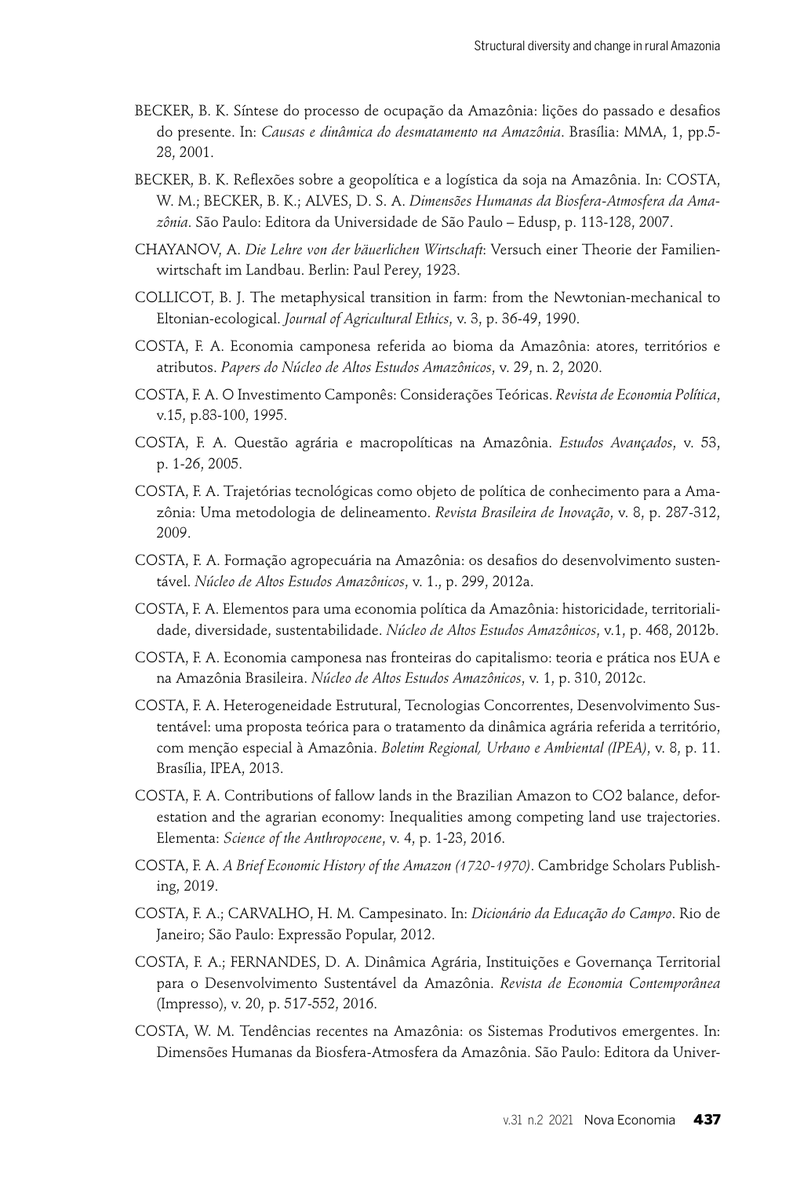BECKER, B. K. Síntese do processo de ocupação da Amazônia: lições do passado e desafios do presente. In: *Causas e dinâmica do desmatamento na Amazônia*. Brasília: MMA, 1, pp.5-28, 2001.

BECKER, B. K. Reflexões sobre a geopolítica e a logística da soja na Amazônia. In: COSTA, W. M.; BECKER, B. K.; ALVES, D. S. A. *Dimensões Humanas da Biosfera-Atmosfera da Amazônia*. São Paulo: Editora da Universidade de São Paulo – Edusp, p. 113-128, 2007.

CHAYANOV, A. *Die Lehre von der bäuerlichen Wirtschaft*: Versuch einer Theorie der Familienwirtschaft im Landbau. Berlin: Paul Perey, 1923.

COLLICOT, B. J. The metaphysical transition in farm: from the Newtonian-mechanical to Eltonian-ecological. *Journal of Agricultural Ethics*, v. 3, p. 36-49, 1990.

COSTA, F. A. Economia camponesa referida ao bioma da Amazônia: atores, territórios e atributos. *Papers do Núcleo de Altos Estudos Amazônicos*, v. 29, n. 2, 2020.

COSTA, F. A. O Investimento Camponês: Considerações Teóricas. *Revista de Economia Política*, v.15, p.83-100, 1995.

COSTA, F. A. Questão agrária e macropolíticas na Amazônia. *Estudos Avançados*, v. 53, p. 1-26, 2005.

COSTA, F. A. Trajetórias tecnológicas como objeto de política de conhecimento para a Amazônia: Uma metodologia de delineamento. *Revista Brasileira de Inovação*, v. 8, p. 287-312, 2009.

COSTA, F. A. Formação agropecuária na Amazônia: os desafios do desenvolvimento sustentável. *Núcleo de Altos Estudos Amazônicos*, v. 1., p. 299, 2012a.

COSTA, F. A. Elementos para uma economia política da Amazônia: historicidade, territorialidade, diversidade, sustentabilidade. *Núcleo de Altos Estudos Amazônicos*, v.1, p. 468, 2012b.

COSTA, F. A. Economia camponesa nas fronteiras do capitalismo: teoria e prática nos EUA e na Amazônia Brasileira. *Núcleo de Altos Estudos Amazônicos*, v. 1, p. 310, 2012c.

COSTA, F. A. Heterogeneidade Estrutural, Tecnologias Concorrentes, Desenvolvimento Sustentável: uma proposta teórica para o tratamento da dinâmica agrária referida a território, com menção especial à Amazônia. *Boletim Regional, Urbano e Ambiental (IPEA)*, v. 8, p. 11. Brasília, IPEA, 2013.

COSTA, F. A. Contributions of fallow lands in the Brazilian Amazon to CO2 balance, deforestation and the agrarian economy: Inequalities among competing land use trajectories. Elementa: *Science of the Anthropocene*, v. 4, p. 1-23, 2016.

COSTA, F. A. *A Brief Economic History of the Amazon (1720-1970)*. Cambridge Scholars Publishing, 2019.

COSTA, F. A.; CARVALHO, H. M. Campesinato. In: *Dicionário da Educação do Campo*. Rio de Janeiro; São Paulo: Expressão Popular, 2012.

COSTA, F. A.; FERNANDES, D. A. Dinâmica Agrária, Instituições e Governança Territorial para o Desenvolvimento Sustentável da Amazônia. *Revista de Economia Contemporânea* (Impresso), v. 20, p. 517-552, 2016.

COSTA, W. M. Tendências recentes na Amazônia: os Sistemas Produtivos emergentes. In: Dimensões Humanas da Biosfera-Atmosfera da Amazônia. São Paulo: Editora da Univer-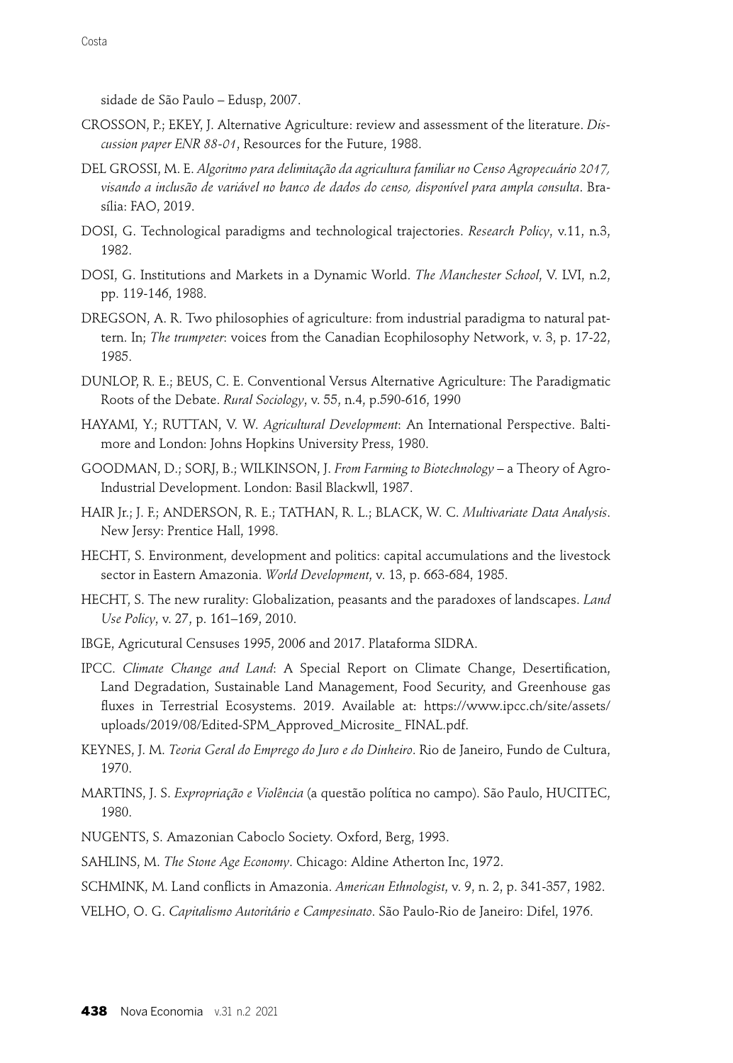sidade de São Paulo – Edusp, 2007.

CROSSON, P.; EKEY, J. Alternative Agriculture: review and assessment of the literature. *Discussion paper ENR 88-01*, Resources for the Future, 1988.

DEL GROSSI, M. E. *Algoritmo para delimitação da agricultura familiar no Censo Agropecuário 2017, visando a inclusão de variável no banco de dados do censo, disponível para ampla consulta*. Brasília: FAO, 2019.

DOSI, G. Technological paradigms and technological trajectories. *Research Policy*, v.11, n.3, 1982.

DOSI, G. Institutions and Markets in a Dynamic World. *The Manchester School*, V. LVI, n.2, pp. 119-146, 1988.

DREGSON, A. R. Two philosophies of agriculture: from industrial paradigma to natural pattern. In; *The trumpeter*: voices from the Canadian Ecophilosophy Network, v. 3, p. 17-22, 1985.

DUNLOP, R. E.; BEUS, C. E. Conventional Versus Alternative Agriculture: The Paradigmatic Roots of the Debate. *Rural Sociology*, v. 55, n.4, p.590-616, 1990

HAYAMI, Y.; RUTTAN, V. W. *Agricultural Development*: An International Perspective. Baltimore and London: Johns Hopkins University Press, 1980.

GOODMAN, D.; SORJ, B.; WILKINSON, J. *From Farming to Biotechnology* – a Theory of Agro-Industrial Development. London: Basil Blackwll, 1987.

HAIR Jr.; J. F.; ANDERSON, R. E.; TATHAN, R. L.; BLACK, W. C. *Multivariate Data Analysis*. New Jersy: Prentice Hall, 1998.

HECHT, S. Environment, development and politics: capital accumulations and the livestock sector in Eastern Amazonia. *World Development*, v. 13, p. 663-684, 1985.

HECHT, S. The new rurality: Globalization, peasants and the paradoxes of landscapes. *Land Use Policy*, v. 27, p. 161–169, 2010.

IBGE, Agricutural Censuses 1995, 2006 and 2017. Plataforma SIDRA.

IPCC. *Climate Change and Land*: A Special Report on Climate Change, Desertification, Land Degradation, Sustainable Land Management, Food Security, and Greenhouse gas fluxes in Terrestrial Ecosystems. 2019. Available at: https://www.ipcc.ch/site/assets/uploads/2019/08/Edited-SPM_Approved_Microsite_ FINAL.pdf.

KEYNES, J. M. *Teoria Geral do Emprego do Juro e do Dinheiro*. Rio de Janeiro, Fundo de Cultura, 1970.

MARTINS, J. S. *Expropriação e Violência* (a questão política no campo). São Paulo, HUCITEC, 1980.

NUGENTS, S. Amazonian Caboclo Society. Oxford, Berg, 1993.

SAHLINS, M. *The Stone Age Economy*. Chicago: Aldine Atherton Inc, 1972.

SCHMINK, M. Land conflicts in Amazonia. *American Ethnologist*, v. 9, n. 2, p. 341-357, 1982.

VELHO, O. G. *Capitalismo Autoritário e Campesinato*. São Paulo-Rio de Janeiro: Difel, 1976.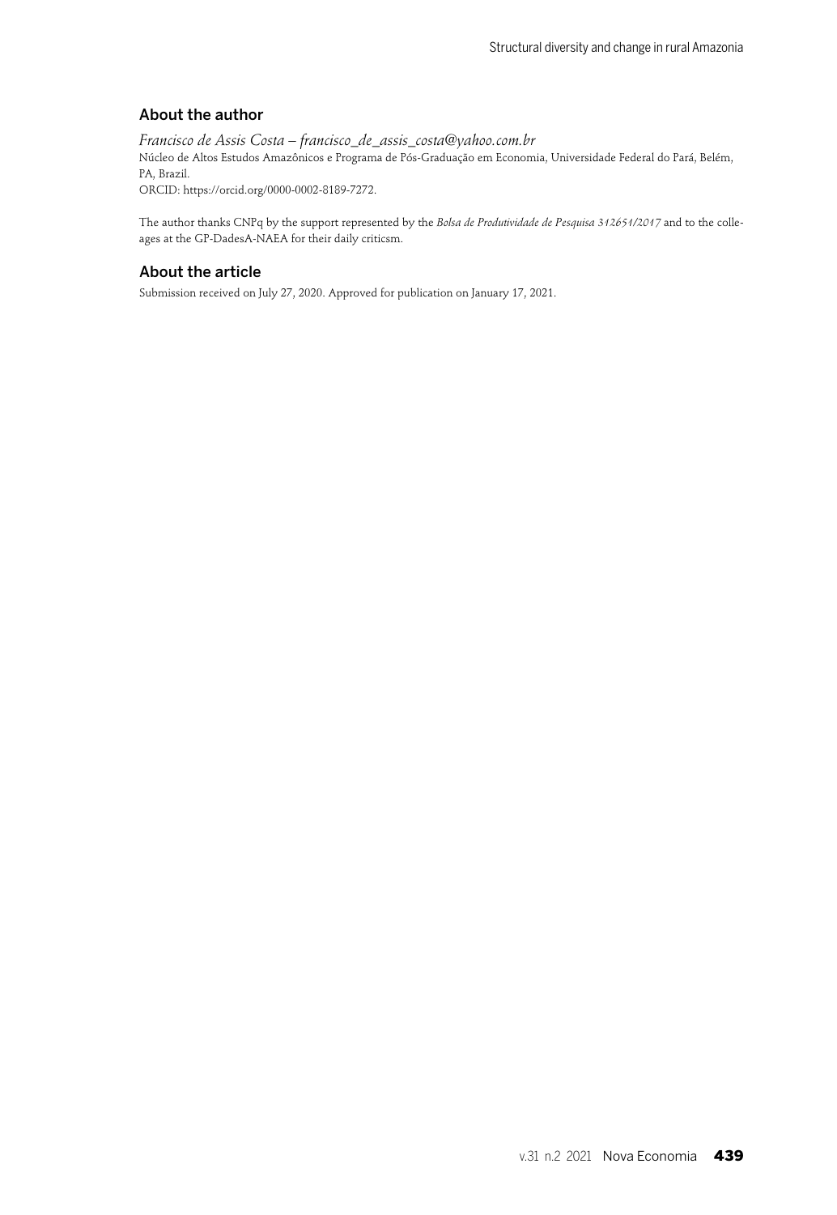## About the author

*Francisco de Assis Costa – francisco_de_assis_costa@yahoo.com.br*
Núcleo de Altos Estudos Amazônicos e Programa de Pós-Graduação em Economia, Universidade Federal do Pará, Belém, PA, Brazil.
ORCID: https://orcid.org/0000-0002-8189-7272.

The author thanks CNPq by the support represented by the *Bolsa de Produtividade de Pesquisa 312651/2017* and to the colleages at the GP-DadesA-NAEA for their daily criticsm.

## About the article

Submission received on July 27, 2020. Approved for publication on January 17, 2021.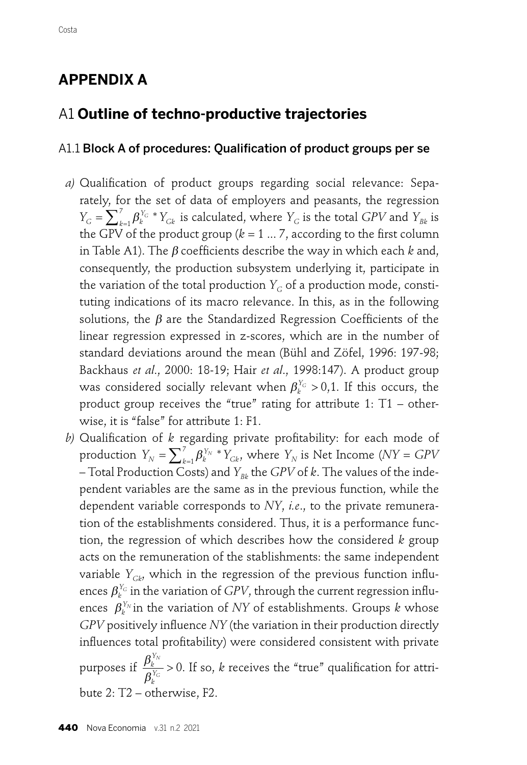# APPENDIX A

## A1 Outline of techno-productive trajectories

### A1.1 Block A of procedures: Qualification of product groups per se

*a)* Qualification of product groups regarding social relevance: Separately, for the set of data of employers and peasants, the regression $Y_G = \sum_{k=1}^{7} \beta_k^{Y_G} * Y_{Gk}$ is calculated, where $Y_G$ is the total *GPV* and $Y_{Bk}$ is the GPV of the product group ($k$ = 1 ... 7, according to the first column in Table A1). The $\beta$ coefficients describe the way in which each $k$ and, consequently, the production subsystem underlying it, participate in the variation of the total production $Y_G$ of a production mode, constituting indications of its macro relevance. In this, as in the following solutions, the $\beta$ are the Standardized Regression Coefficients of the linear regression expressed in z-scores, which are in the number of standard deviations around the mean (Bühl and Zöfel, 1996: 197-98; Backhaus *et al.*, 2000: 18-19; Hair *et al.*, 1998:147). A product group was considered socially relevant when $\beta_k^{Y_G} > 0{,}1$. If this occurs, the product group receives the "true" rating for attribute 1: T1 – otherwise, it is "false" for attribute 1: F1.

*b)* Qualification of $k$ regarding private profitability: for each mode of production $Y_N = \sum_{k=1}^{7} \beta_k^{Y_N} * Y_{Gk}$, where $Y_N$ is Net Income (*NY* = *GPV* – Total Production Costs) and $Y_{Bk}$ the *GPV* of $k$. The values of the independent variables are the same as in the previous function, while the dependent variable corresponds to *NY*, *i.e.*, to the private remuneration of the establishments considered. Thus, it is a performance function, the regression of which describes how the considered $k$ group acts on the remuneration of the stablishments: the same independent variable $Y_{Gk}$, which in the regression of the previous function influences $\beta_k^{Y_G}$ in the variation of *GPV*, through the current regression influences $\beta_k^{Y_N}$ in the variation of *NY* of establishments. Groups $k$ whose *GPV* positively influence *NY* (the variation in their production directly influences total profitability) were considered consistent with private purposes if $\frac{\beta_k^{Y_N}}{\beta_k^{Y_G}} > 0$. If so, $k$ receives the "true" qualification for attribute 2: T2 – otherwise, F2.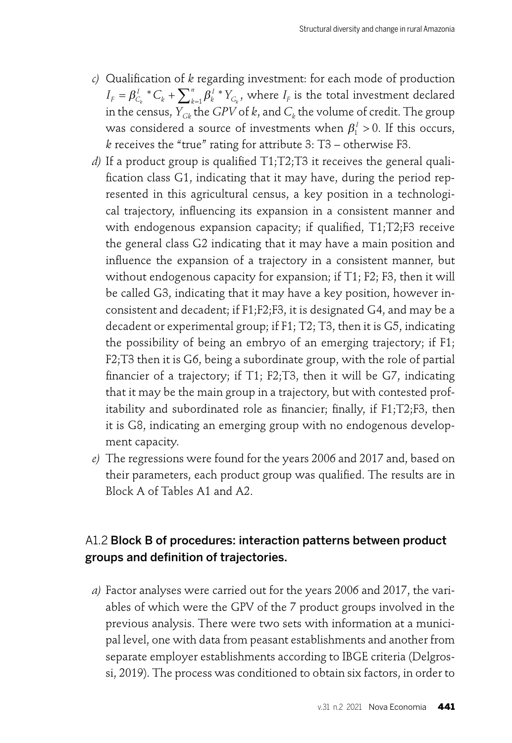*c)* Qualification of *k* regarding investment: for each mode of production $I_F = \beta^I_{C_k} * C_k + \sum_{k=1}^{n} \beta^I_k * Y_{G_k}$, where $I_F$ is the total investment declared in the census, $Y_{Gk}$ the *GPV* of *k*, and $C_k$ the volume of credit. The group was considered a source of investments when $\beta^I_1 > 0$. If this occurs, *k* receives the "true" rating for attribute 3: T3 – otherwise F3.

*d)* If a product group is qualified T1;T2;T3 it receives the general qualification class G1, indicating that it may have, during the period represented in this agricultural census, a key position in a technological trajectory, influencing its expansion in a consistent manner and with endogenous expansion capacity; if qualified, T1;T2;F3 receive the general class G2 indicating that it may have a main position and influence the expansion of a trajectory in a consistent manner, but without endogenous capacity for expansion; if T1; F2; F3, then it will be called G3, indicating that it may have a key position, however inconsistent and decadent; if F1;F2;F3, it is designated G4, and may be a decadent or experimental group; if F1; T2; T3, then it is G5, indicating the possibility of being an embryo of an emerging trajectory; if F1; F2;T3 then it is G6, being a subordinate group, with the role of partial financier of a trajectory; if T1; F2;T3, then it will be G7, indicating that it may be the main group in a trajectory, but with contested profitability and subordinated role as financier; finally, if F1;T2;F3, then it is G8, indicating an emerging group with no endogenous development capacity.

*e)* The regressions were found for the years 2006 and 2017 and, based on their parameters, each product group was qualified. The results are in Block A of Tables A1 and A2.

### A1.2 **Block B of procedures: interaction patterns between product groups and definition of trajectories.**

*a)* Factor analyses were carried out for the years 2006 and 2017, the variables of which were the GPV of the 7 product groups involved in the previous analysis. There were two sets with information at a municipal level, one with data from peasant establishments and another from separate employer establishments according to IBGE criteria (Delgrossi, 2019). The process was conditioned to obtain six factors, in order to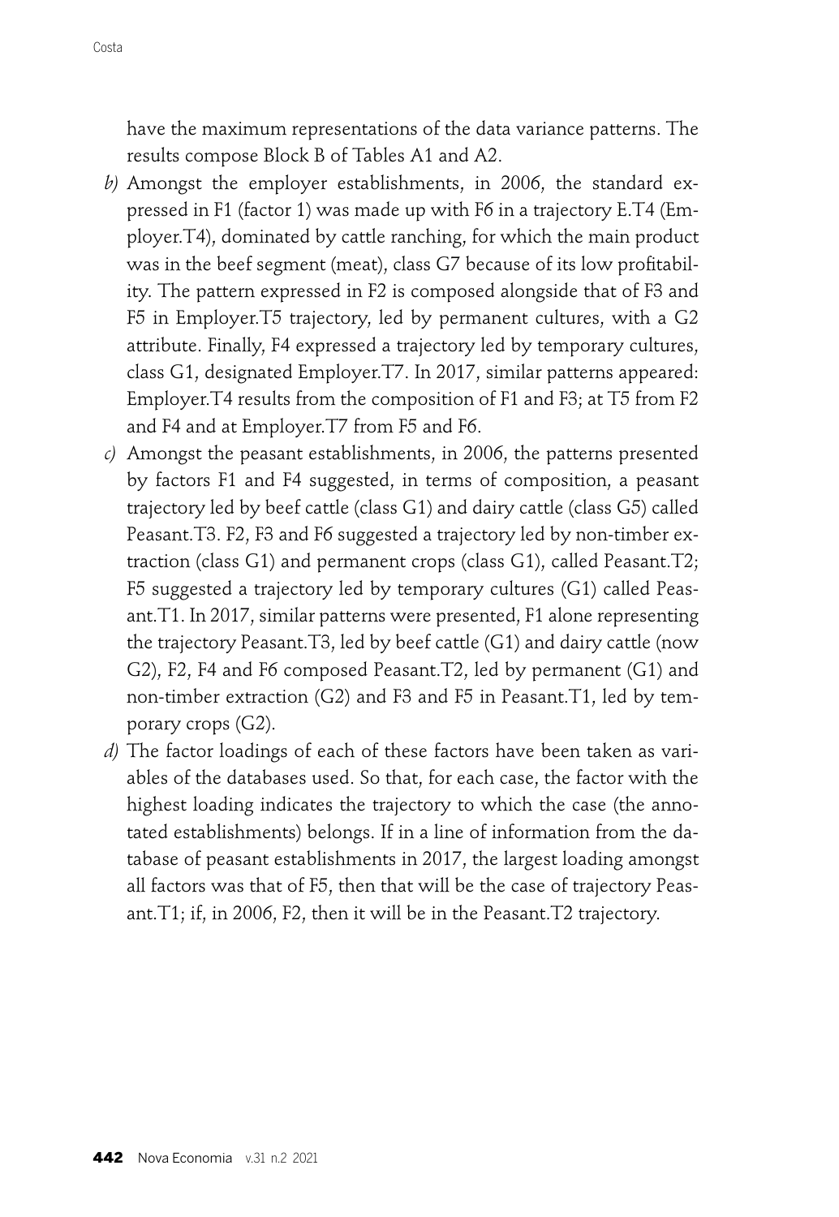have the maximum representations of the data variance patterns. The results compose Block B of Tables A1 and A2.

*b)* Amongst the employer establishments, in 2006, the standard expressed in F1 (factor 1) was made up with F6 in a trajectory E.T4 (Employer.T4), dominated by cattle ranching, for which the main product was in the beef segment (meat), class G7 because of its low profitability. The pattern expressed in F2 is composed alongside that of F3 and F5 in Employer.T5 trajectory, led by permanent cultures, with a G2 attribute. Finally, F4 expressed a trajectory led by temporary cultures, class G1, designated Employer.T7. In 2017, similar patterns appeared: Employer.T4 results from the composition of F1 and F3; at T5 from F2 and F4 and at Employer.T7 from F5 and F6.

*c)* Amongst the peasant establishments, in 2006, the patterns presented by factors F1 and F4 suggested, in terms of composition, a peasant trajectory led by beef cattle (class G1) and dairy cattle (class G5) called Peasant.T3. F2, F3 and F6 suggested a trajectory led by non-timber extraction (class G1) and permanent crops (class G1), called Peasant.T2; F5 suggested a trajectory led by temporary cultures (G1) called Peasant.T1. In 2017, similar patterns were presented, F1 alone representing the trajectory Peasant.T3, led by beef cattle (G1) and dairy cattle (now G2), F2, F4 and F6 composed Peasant.T2, led by permanent (G1) and non-timber extraction (G2) and F3 and F5 in Peasant.T1, led by temporary crops (G2).

*d)* The factor loadings of each of these factors have been taken as variables of the databases used. So that, for each case, the factor with the highest loading indicates the trajectory to which the case (the annotated establishments) belongs. If in a line of information from the database of peasant establishments in 2017, the largest loading amongst all factors was that of F5, then that will be the case of trajectory Peasant.T1; if, in 2006, F2, then it will be in the Peasant.T2 trajectory.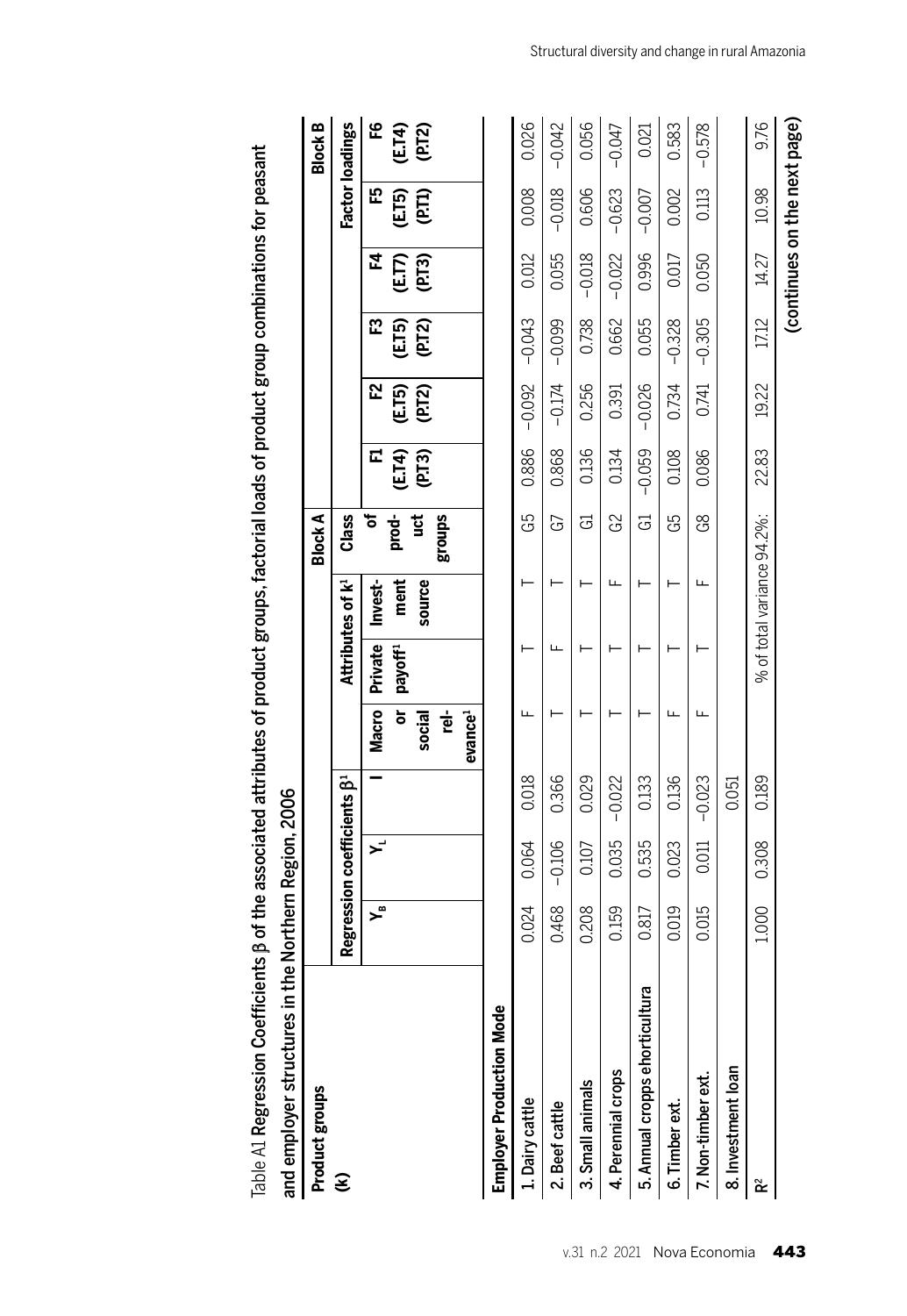Table A1 Regression Coefficients β of the associated attributes of product groups, factorial loads of product group combinations for peasant and employer structures in the Northern Region, 2006

| Product groups (k) | Block A | | | | | | | Block B | | | | | |
|---|---|---|---|---|---|---|---|---|---|---|---|---|---|
| | Regression coefficients β[1] | | | Attributes of k[1] | | | Class of product groups | Factor loadings | | | | | |
| | $Y_B$ | $Y_L$ | I | Macro or social relevance[1] | Private payoff[1] | Investment source | | F1 (E.T4) (P.T3) | F2 (E.T5) (P.T2) | F3 (E.T5) (P.T2) | F4 (E.T7) (P.T3) | F5 (E.T5) (P.T1) | F6 (E.T4) (P.T2) |
| **Employer Production Mode** | | | | | | | | | | | | | |
| 1. Dairy cattle | 0.024 | 0.064 | 0.018 | F | T | T | G5 | 0.886 | −0.092 | −0.043 | 0.012 | 0.008 | 0.026 |
| 2. Beef cattle | 0.468 | −0.106 | 0.366 | T | F | T | G7 | 0.868 | −0.174 | −0.099 | 0.055 | −0.018 | −0.042 |
| 3. Small animals | 0.208 | 0.107 | 0.029 | T | T | T | G1 | 0.136 | 0.256 | 0.738 | −0.018 | 0.606 | 0.056 |
| 4. Perennial crops | 0.159 | 0.035 | −0.022 | T | T | F | G2 | 0.134 | 0.391 | 0.662 | −0.022 | −0.623 | −0.047 |
| 5. Annual cropps ehorticultura | 0.817 | 0.535 | 0.133 | T | T | T | G1 | −0.059 | −0.026 | 0.055 | 0.996 | −0.007 | 0.021 |
| 6. Timber ext. | 0.019 | 0.023 | 0.136 | F | T | T | G5 | 0.108 | 0.734 | −0.328 | 0.017 | 0.002 | 0.583 |
| 7. Non-timber ext. | 0.015 | 0.011 | −0.023 | F | T | F | G8 | 0.086 | 0.741 | −0.305 | 0.050 | 0.113 | −0.578 |
| 8. Investment loan | | | 0.051 | | | | | | | | | | |
| $R^2$ | 1.000 | 0.308 | 0.189 | % of total variance 94.2%: | | | | 22.83 | 19.22 | 17.12 | 14.27 | 10.98 | 9.76 |

(continues on the next page)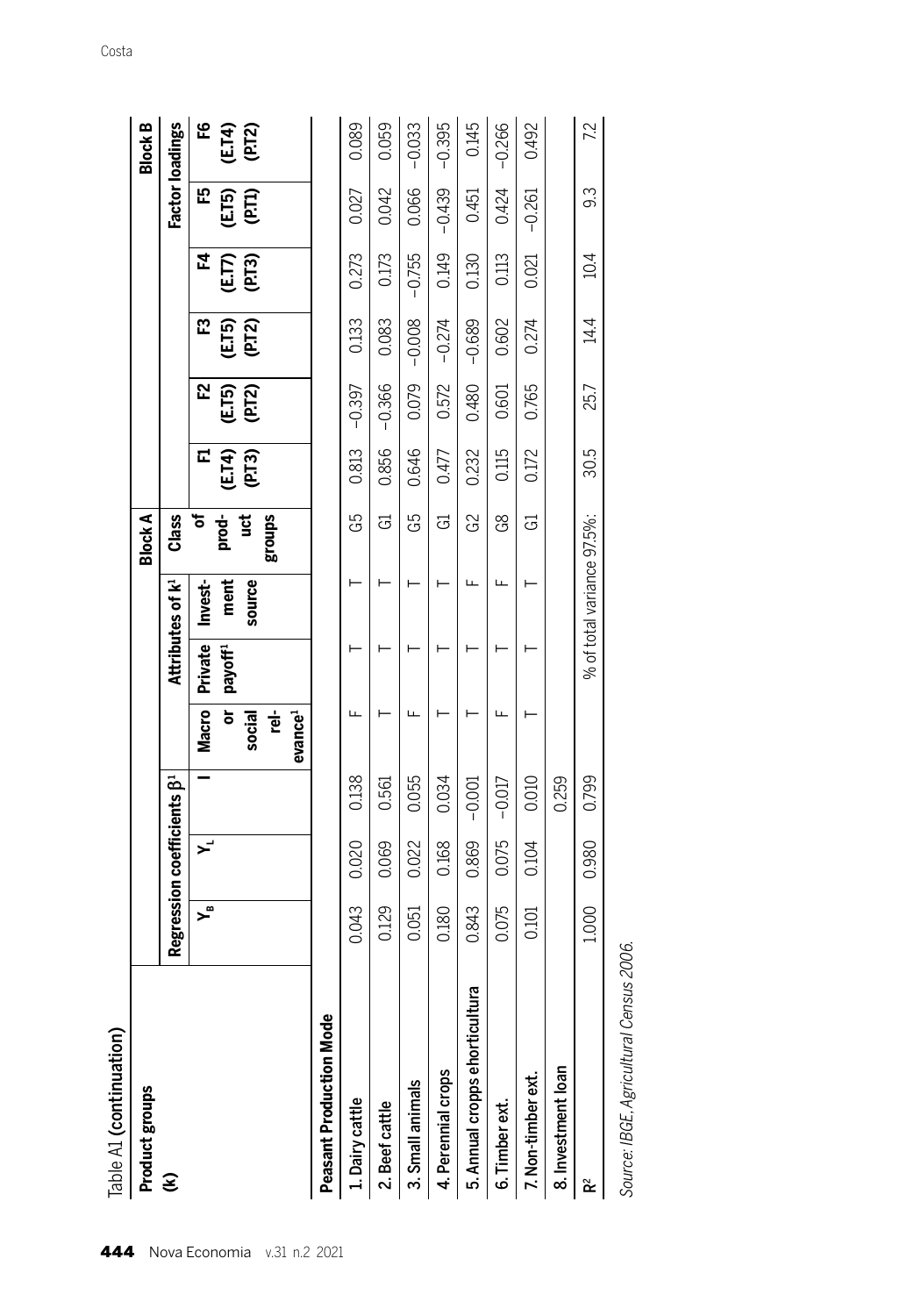Table A1 (continuation)

| Product groups (k) | Regression coefficients $\beta^1$ | | | Attributes of $k^1$ | | | Block A | Block B | | | | | |
|---|---|---|---|---|---|---|---|---|---|---|---|---|---|
| | | | | | | | | Factor loadings | | | | | |
| | $Y_B$ | $Y_L$ | I | Macro or social relevance[1] | Private payoff[1] | Investment source | Class of product groups | F1 (E.T4) (P.T3) | F2 (E.T5) (P.T2) | F3 (E.T5) (P.T2) | F4 (E.T7) (P.T3) | F5 (E.T5) (P.T1) | F6 (E.T4) (P.T2) |
| **Peasant Production Mode** | | | | | | | | | | | | | |
| 1. Dairy cattle | 0.043 | 0.020 | 0.138 | F | T | T | G5 | 0.813 | −0.397 | 0.133 | 0.273 | 0.027 | 0.089 |
| 2. Beef cattle | 0.129 | 0.069 | 0.561 | T | T | T | G1 | 0.856 | −0.366 | 0.083 | 0.173 | 0.042 | 0.059 |
| 3. Small animals | 0.051 | 0.022 | 0.055 | F | T | T | G5 | 0.646 | 0.079 | −0.008 | −0.755 | 0.066 | −0.033 |
| 4. Perennial crops | 0.180 | 0.168 | 0.034 | T | T | T | G1 | 0.477 | 0.572 | −0.274 | 0.149 | −0.439 | −0.395 |
| 5. Annual cropps ehorticultura | 0.843 | 0.869 | −0.001 | T | T | F | G2 | 0.232 | 0.480 | −0.689 | 0.130 | 0.451 | 0.145 |
| 6. Timber ext. | 0.075 | 0.075 | −0.017 | F | T | F | G8 | 0.115 | 0.601 | 0.602 | 0.113 | 0.424 | −0.266 |
| 7. Non-timber ext. | 0.101 | 0.104 | 0.010 | T | T | T | G1 | 0.172 | 0.765 | 0.274 | 0.021 | −0.261 | 0.492 |
| 8. Investment loan | | | 0.259 | | | | | | | | | | |
| $R^2$ | 1.000 | 0.980 | 0.799 | % of total variance 97.5%: | | | | 30.5 | 25.7 | 14.4 | 10.4 | 9.3 | 7.2 |

*Source: IBGE, Agricultural Census 2006.*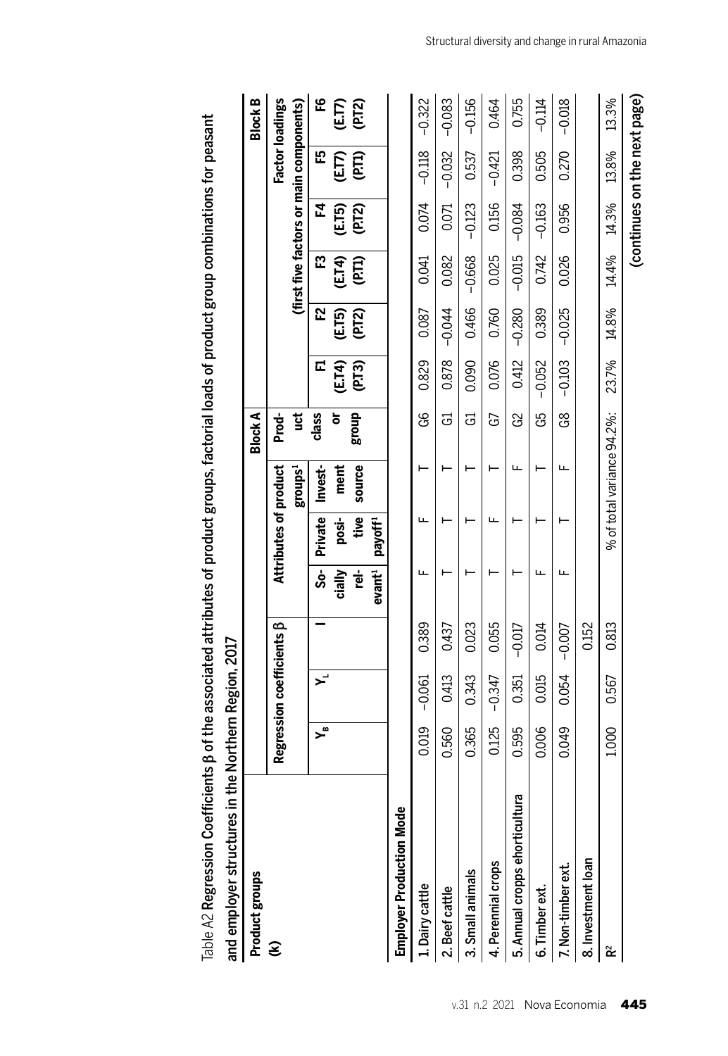Table A2 **Regression Coefficients β of the associated attributes of product groups, factorial loads of product group combinations for peasant and employer structures in the Northern Region, 2017**

| Product groups (k) | Regression coefficients β | | | Attributes of product groups[1] | | | Block A | Block B | | | | | |
|---|---|---|---|---|---|---|---|---|---|---|---|---|---|
| | | | | | | | | Factor loadings (first five factors or main components) | | | | | |
| | $Y_B$ | $Y_L$ | I | Socially relevant[1] | Private positive payoff[1] | Investment source | Product class or group | F1 (E.T4) (P.T3) | F2 (E.T5) (P.T2) | F3 (E.T4) (P.T1) | F4 (E.T5) (P.T2) | F5 (E.T7) (P.T1) | F6 (E.T7) (P.T2) |
| **Employer Production Mode** | | | | | | | | | | | | | |
| 1. Dairy cattle | 0.019 | −0.061 | 0.389 | F | F | T | G6 | 0.829 | 0.087 | 0.041 | 0.074 | −0.118 | −0.322 |
| 2. Beef cattle | 0.560 | 0.413 | 0.437 | T | T | T | G1 | 0.878 | −0.044 | 0.082 | 0.071 | −0.032 | −0.083 |
| 3. Small animals | 0.365 | 0.343 | 0.023 | T | T | T | G1 | 0.090 | 0.466 | −0.668 | −0.123 | 0.537 | −0.156 |
| 4. Perennial crops | 0.125 | −0.347 | 0.055 | T | F | T | G7 | 0.076 | 0.760 | 0.025 | 0.156 | −0.421 | 0.464 |
| 5. Annual cropps ehorticultura | 0.595 | 0.351 | −0.017 | T | T | F | G2 | 0.412 | −0.280 | −0.015 | −0.084 | 0.398 | 0.755 |
| 6. Timber ext. | 0.006 | 0.015 | 0.014 | F | T | T | G5 | −0.052 | 0.389 | 0.742 | −0.163 | 0.505 | −0.114 |
| 7. Non-timber ext. | 0.049 | 0.054 | −0.007 | F | T | F | G8 | −0.103 | −0.025 | 0.026 | 0.956 | 0.270 | −0.018 |
| 8. Investment loan | | | 0.152 | | | | | | | | | | |
| $R^2$ | 1.000 | 0.567 | 0.813 | % of total variance 94.2%: | | | | 23.7% | 14.8% | 14.4% | 14.3% | 13.8% | 13.3% |

**(continues on the next page)**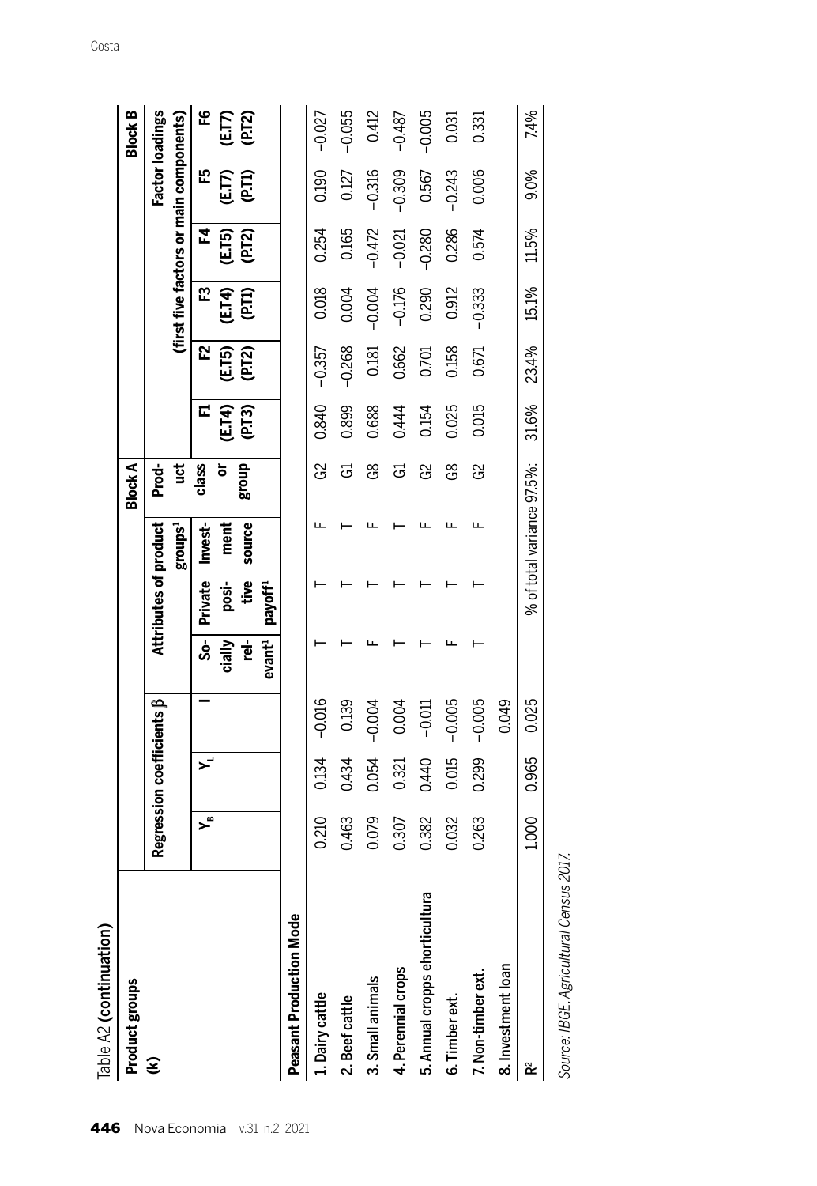Table A2 (continuation)

| Product groups (k) | Regression coefficients β | | | Attributes of product groups[1] | | | Block A | Block B | | | | | |
|---|---|---|---|---|---|---|---|---|---|---|---|---|---|
| | | | | | | | Product class or group | Factor loadings (first five factors or main components) | | | | | |
| | $Y_B$ | $Y_L$ | I | Socially relevant[1] | Private positive payoff[1] | Investment source | | F1 (E.T4) (P.T3) | F2 (E.T5) (P.T2) | F3 (E.T4) (P.T1) | F4 (E.T5) (P.T2) | F5 (E.T7) (P.T1) | F6 (E.T7) (P.T2) |
| **Peasant Production Mode** | | | | | | | | | | | | | |
| 1. Dairy cattle | 0.210 | 0.134 | −0.016 | T | T | F | G2 | 0.840 | −0.357 | 0.018 | 0.254 | 0.190 | −0.027 |
| 2. Beef cattle | 0.463 | 0.434 | 0.139 | T | T | T | G1 | 0.899 | −0.268 | 0.004 | 0.165 | 0.127 | −0.055 |
| 3. Small animals | 0.079 | 0.054 | −0.004 | F | T | F | G8 | 0.688 | 0.181 | −0.004 | −0.472 | −0.316 | 0.412 |
| 4. Perennial crops | 0.307 | 0.321 | 0.004 | T | T | T | G1 | 0.444 | 0.662 | −0.176 | −0.021 | −0.309 | −0.487 |
| 5. Annual cropps ehorticultura | 0.382 | 0.440 | −0.011 | T | T | F | G2 | 0.154 | 0.701 | 0.290 | −0.280 | 0.567 | −0.005 |
| 6. Timber ext. | 0.032 | 0.015 | −0.005 | F | T | F | G8 | 0.025 | 0.158 | 0.912 | 0.286 | −0.243 | 0.031 |
| 7. Non-timber ext. | 0.263 | 0.299 | −0.005 | T | T | F | G2 | 0.015 | 0.671 | −0.333 | 0.574 | 0.006 | 0.331 |
| 8. Investment loan | | | 0.049 | | | | | | | | | | |
| $R^2$ | 1.000 | 0.965 | 0.025 | % of total variance 97.5%: | | | | 31.6% | 23.4% | 15.1% | 11.5% | 9.0% | 7.4% |

*Source: IBGE, Agricultural Census 2017.*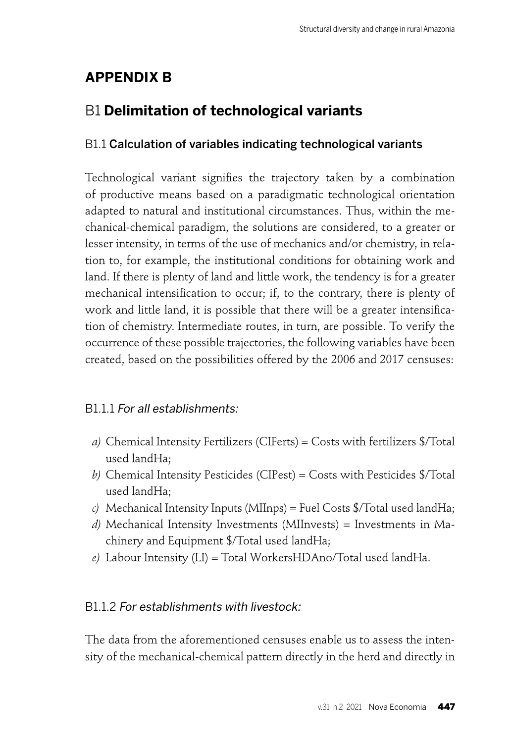# APPENDIX B

## B1 Delimitation of technological variants

### B1.1 Calculation of variables indicating technological variants

Technological variant signifies the trajectory taken by a combination of productive means based on a paradigmatic technological orientation adapted to natural and institutional circumstances. Thus, within the mechanical-chemical paradigm, the solutions are considered, to a greater or lesser intensity, in terms of the use of mechanics and/or chemistry, in relation to, for example, the institutional conditions for obtaining work and land. If there is plenty of land and little work, the tendency is for a greater mechanical intensification to occur; if, to the contrary, there is plenty of work and little land, it is possible that there will be a greater intensification of chemistry. Intermediate routes, in turn, are possible. To verify the occurrence of these possible trajectories, the following variables have been created, based on the possibilities offered by the 2006 and 2017 censuses:

#### B1.1.1 *For all establishments:*

*a)* Chemical Intensity Fertilizers (CIFerts) = Costs with fertilizers $/Total used landHa;

*b)* Chemical Intensity Pesticides (CIPest) = Costs with Pesticides $/Total used landHa;

*c)* Mechanical Intensity Inputs (MIInps) = Fuel Costs $/Total used landHa;

*d)* Mechanical Intensity Investments (MIInvests) = Investments in Machinery and Equipment $/Total used landHa;

*e)* Labour Intensity (LI) = Total WorkersHDAno/Total used landHa.

#### B1.1.2 *For establishments with livestock:*

The data from the aforementioned censuses enable us to assess the intensity of the mechanical-chemical pattern directly in the herd and directly in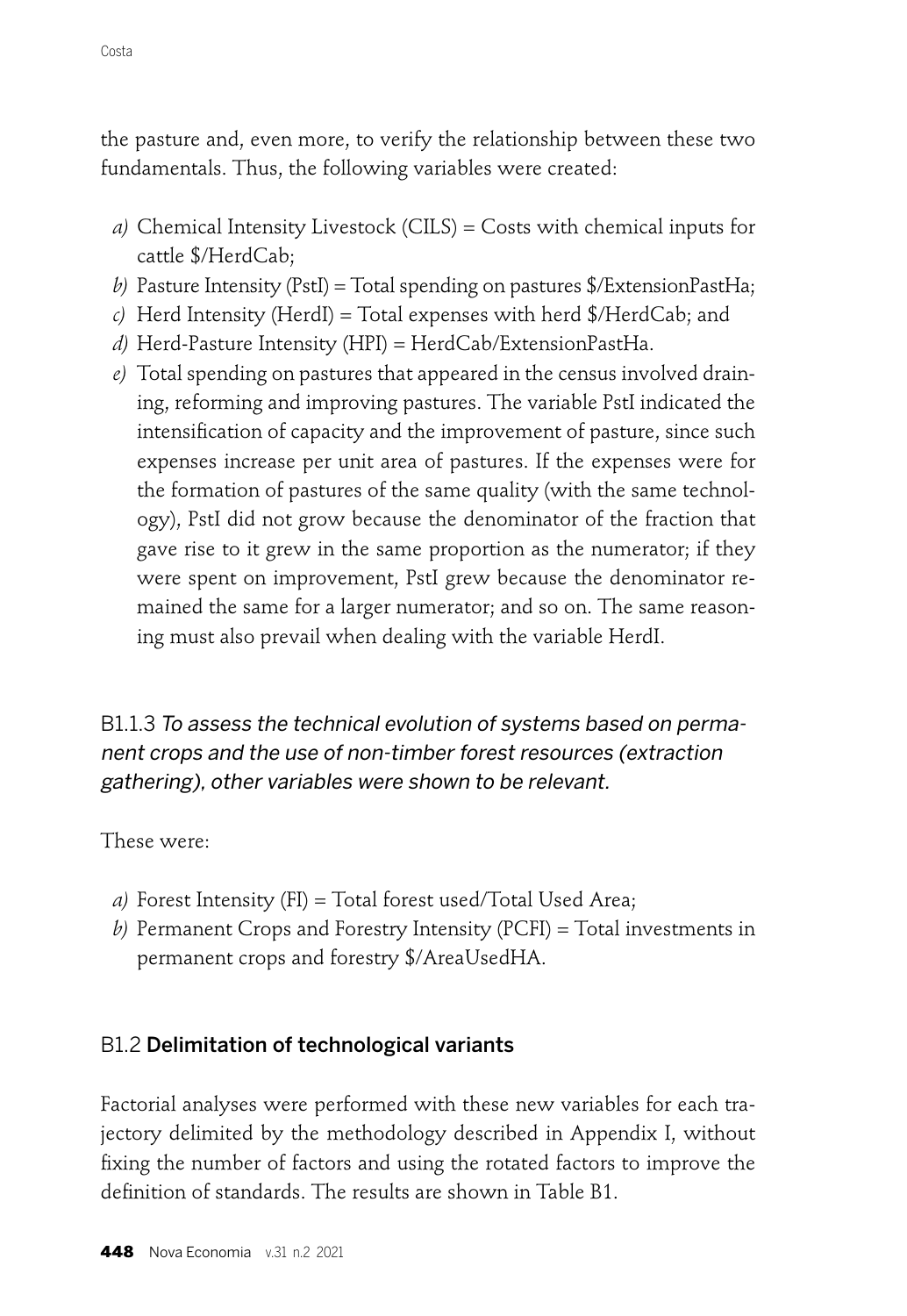the pasture and, even more, to verify the relationship between these two fundamentals. Thus, the following variables were created:

*a)* Chemical Intensity Livestock (CILS) = Costs with chemical inputs for cattle $/HerdCab;

*b)* Pasture Intensity (PstI) = Total spending on pastures $/ExtensionPastHa;

*c)* Herd Intensity (HerdI) = Total expenses with herd $/HerdCab; and

*d)* Herd-Pasture Intensity (HPI) = HerdCab/ExtensionPastHa.

*e)* Total spending on pastures that appeared in the census involved draining, reforming and improving pastures. The variable PstI indicated the intensification of capacity and the improvement of pasture, since such expenses increase per unit area of pastures. If the expenses were for the formation of pastures of the same quality (with the same technology), PstI did not grow because the denominator of the fraction that gave rise to it grew in the same proportion as the numerator; if they were spent on improvement, PstI grew because the denominator remained the same for a larger numerator; and so on. The same reasoning must also prevail when dealing with the variable HerdI.

### B1.1.3 *To assess the technical evolution of systems based on permanent crops and the use of non-timber forest resources (extraction gathering), other variables were shown to be relevant.*

These were:

*a)* Forest Intensity (FI) = Total forest used/Total Used Area;

*b)* Permanent Crops and Forestry Intensity (PCFI) = Total investments in permanent crops and forestry $/AreaUsedHA.

## B1.2 **Delimitation of technological variants**

Factorial analyses were performed with these new variables for each trajectory delimited by the methodology described in Appendix I, without fixing the number of factors and using the rotated factors to improve the definition of standards. The results are shown in Table B1.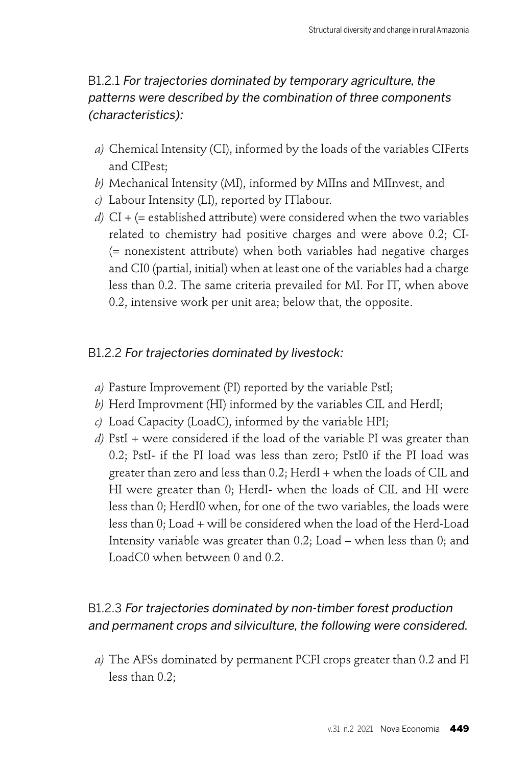B1.2.1 *For trajectories dominated by temporary agriculture, the patterns were described by the combination of three components (characteristics):*

*a)* Chemical Intensity (CI), informed by the loads of the variables CIFerts and CIPest;
*b)* Mechanical Intensity (MI), informed by MIIns and MIInvest, and
*c)* Labour Intensity (LI), reported by ITlabour.
*d)* CI + (= established attribute) were considered when the two variables related to chemistry had positive charges and were above 0.2; CI- (= nonexistent attribute) when both variables had negative charges and CI0 (partial, initial) when at least one of the variables had a charge less than 0.2. The same criteria prevailed for MI. For IT, when above 0.2, intensive work per unit area; below that, the opposite.

B1.2.2 *For trajectories dominated by livestock:*

*a)* Pasture Improvement (PI) reported by the variable PstI;
*b)* Herd Improvment (HI) informed by the variables CIL and HerdI;
*c)* Load Capacity (LoadC), informed by the variable HPI;
*d)* PstI + were considered if the load of the variable PI was greater than 0.2; PstI- if the PI load was less than zero; PstI0 if the PI load was greater than zero and less than 0.2; HerdI + when the loads of CIL and HI were greater than 0; HerdI- when the loads of CIL and HI were less than 0; HerdI0 when, for one of the two variables, the loads were less than 0; Load + will be considered when the load of the Herd-Load Intensity variable was greater than 0.2; Load – when less than 0; and LoadC0 when between 0 and 0.2.

B1.2.3 *For trajectories dominated by non-timber forest production and permanent crops and silviculture, the following were considered.*

*a)* The AFSs dominated by permanent PCFI crops greater than 0.2 and FI less than 0.2;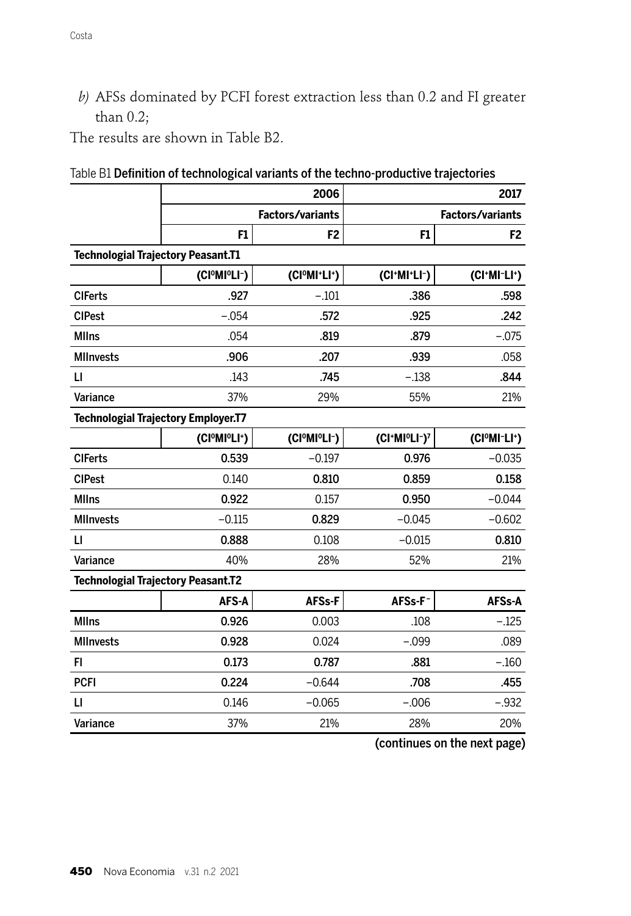*b)* AFSs dominated by PCFI forest extraction less than 0.2 and FI greater than 0.2;

The results are shown in Table B2.

Table B1 **Definition of technological variants of the techno-productive trajectories**

| | 2006 | | 2017 | |
|---|---|---|---|---|
| | Factors/variants | | Factors/variants | |
| | F1 | F2 | F1 | F2 |
| **Technologial Trajectory Peasant.T1** | | | | |
| | ($CI^0MI^0LI^-$) | ($CI^0MI^+LI^+$) | ($CI^+MI^+LI^-$) | ($CI^+MI^-LI^+$) |
| CIFerts | .927 | −.101 | .386 | .598 |
| CIPest | −.054 | .572 | .925 | .242 |
| MIIns | .054 | .819 | .879 | −.075 |
| MIInvests | .906 | .207 | .939 | .058 |
| LI | .143 | .745 | −.138 | .844 |
| Variance | 37% | 29% | 55% | 21% |
| **Technological Trajectory Employer.T7** | | | | |
| | ($CI^0MI^0LI^+$) | ($CI^0MI^0LI^-$) | ($CI^+MI^0LI^-$)[7] | ($CI^0MI^-LI^+$) |
| CIFerts | 0.539 | −0.197 | 0.976 | −0.035 |
| CIPest | 0.140 | 0.810 | 0.859 | 0.158 |
| MIIns | 0.922 | 0.157 | 0.950 | −0.044 |
| MIInvests | −0.115 | 0.829 | −0.045 | −0.602 |
| LI | 0.888 | 0.108 | −0.015 | 0.810 |
| Variance | 40% | 28% | 52% | 21% |
| **Technological Trajectory Peasant.T2** | | | | |
| | AFS-A | AFSs-F | AFSs-$F^-$ | AFSs-A |
| MIIns | 0.926 | 0.003 | .108 | −.125 |
| MIInvests | 0.928 | 0.024 | −.099 | .089 |
| FI | 0.173 | 0.787 | .881 | −.160 |
| PCFI | 0.224 | −0.644 | .708 | .455 |
| LI | 0.146 | −0.065 | −.006 | −.932 |
| Variance | 37% | 21% | 28% | 20% |

(continues on the next page)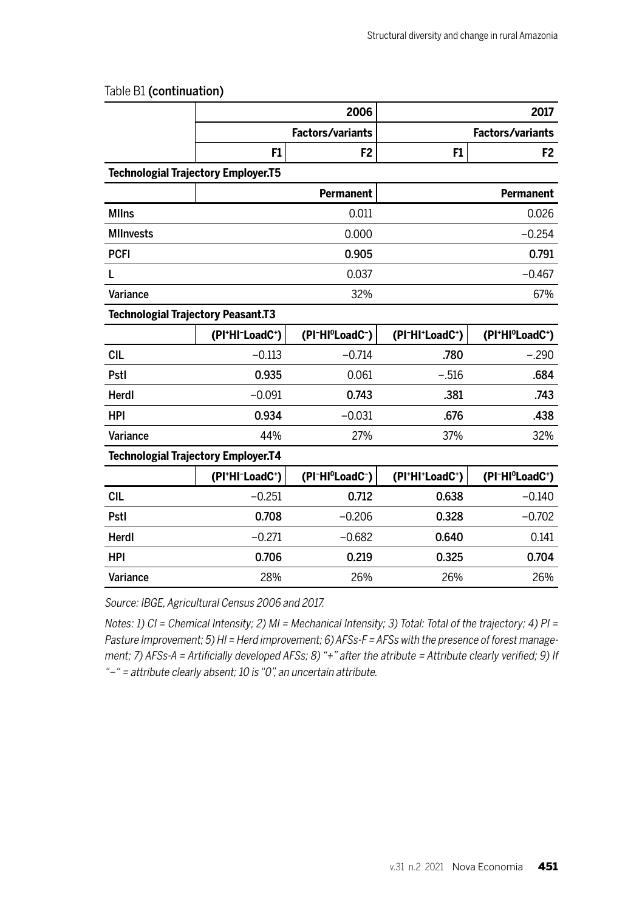Table B1 **(continuation)**

| | 2006 | | 2017 | |
|---|---|---|---|---|
| | Factors/variants | | Factors/variants | |
| | F1 | F2 | F1 | F2 |
| **Technologial Trajectory Employer.T5** | | | | |
| | | **Permanent** | | **Permanent** |
| MIIns | | 0.011 | | 0.026 |
| MIInvests | | 0.000 | | −0.254 |
| PCFI | | **0.905** | | **0.791** |
| L | | 0.037 | | −0.467 |
| Variance | | 32% | | 67% |
| **Technologial Trajectory Peasant.T3** | | | | |
| | ($PI^{+}HI^{-}LoadC^{+}$) | ($PI^{-}HI^{0}LoadC^{-}$) | ($PI^{-}HI^{+}LoadC^{+}$) | ($PI^{+}HI^{0}LoadC^{+}$) |
| CIL | −0.113 | −0.714 | **.780** | −.290 |
| PstI | **0.935** | 0.061 | −.516 | **.684** |
| HerdI | −0.091 | **0.743** | .381 | **.743** |
| HPI | **0.934** | −0.031 | **.676** | .438 |
| Variance | 44% | 27% | 37% | 32% |
| **Technologial Trajectory Employer.T4** | | | | |
| | ($PI^{+}HI^{-}LoadC^{+}$) | ($PI^{-}HI^{0}LoadC^{-}$) | ($PI^{+}HI^{+}LoadC^{+}$) | ($PI^{-}HI^{0}LoadC^{+}$) |
| CIL | −0.251 | **0.712** | **0.638** | −0.140 |
| PstI | **0.708** | −0.206 | **0.328** | −0.702 |
| HerdI | −0.271 | −0.682 | **0.640** | 0.141 |
| HPI | **0.706** | **0.219** | **0.325** | **0.704** |
| Variance | 28% | 26% | 26% | 26% |

*Source: IBGE, Agricultural Census 2006 and 2017.*

*Notes: 1) CI = Chemical Intensity; 2) MI = Mechanical Intensity; 3) Total: Total of the trajectory; 4) PI = Pasture Improvement; 5) HI = Herd improvement; 6) AFSs-F = AFSs with the presence of forest management; 7) AFSs-A = Artificially developed AFSs; 8) "+" after the atribute = Attribute clearly verified; 9) If "−" = attribute clearly absent; 10 is "0", an uncertain attribute.*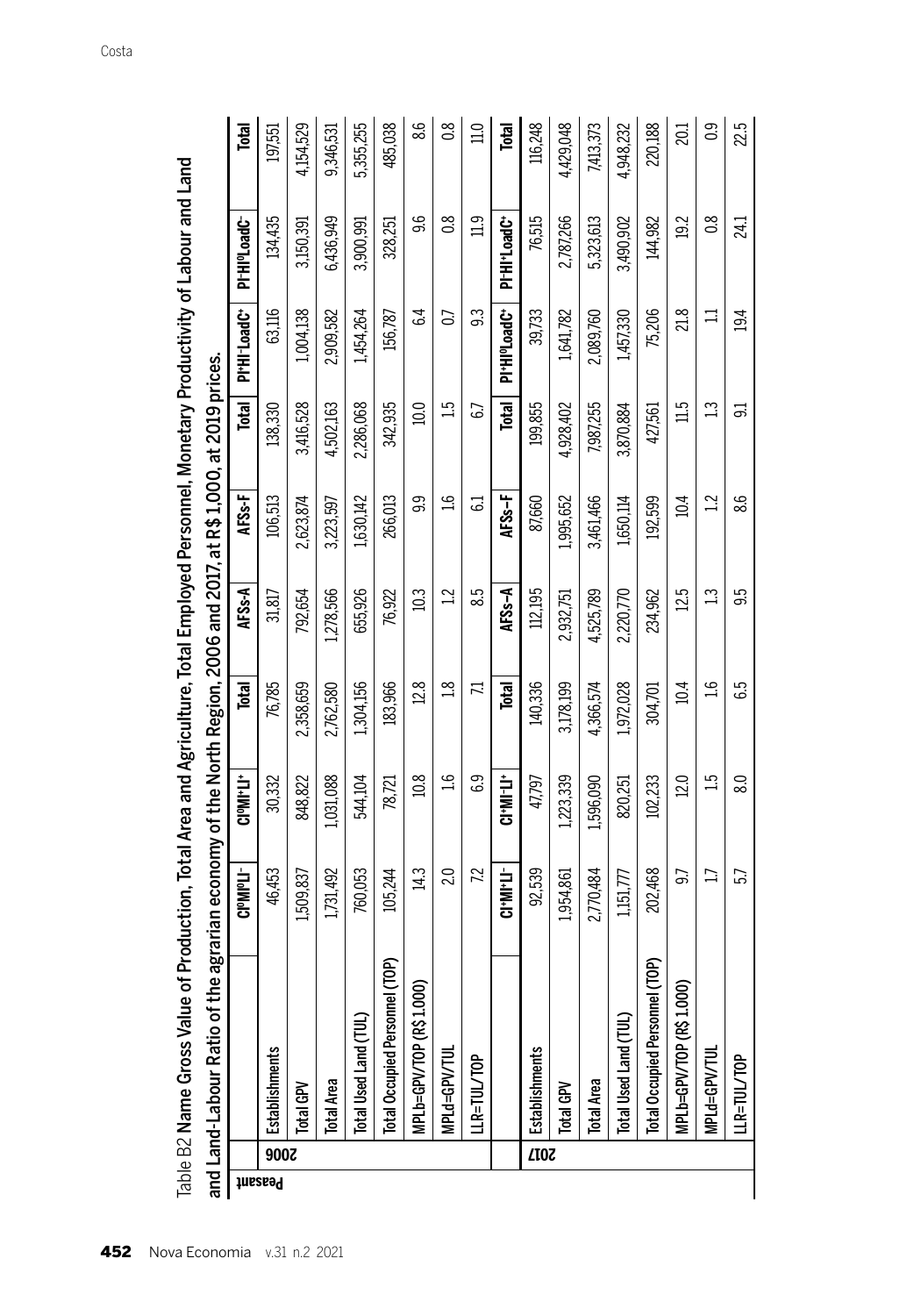Table B2 **Name Gross Value of Production, Total Area and Agriculture, Total Employed Personnel, Monetary Productivity of Labour and Land and Land-Labour Ratio of the agrarian economy of the North Region, 2006 and 2017, at R$ 1,000, at 2019 prices.**

| Peasant | | CI⁰MI⁰LI⁻ | CI⁰MI⁺LI⁺ | Total | AFSs-A | AFSs-F | Total | PI⁺HI⁺LoadC⁺ | PI⁻HI⁰LoadC⁻ | Total |
|---|---|---|---|---|---|---|---|---|---|---|
| 2006 | Establishments | 46,453 | 30,332 | 76,785 | 31,817 | 106,513 | 138,330 | 63,116 | 134,435 | 197,551 |
| | Total GPV | 1,509,837 | 848,822 | 2,358,659 | 792,654 | 2,623,874 | 3,416,528 | 1,004,138 | 3,150,391 | 4,154,529 |
| | Total Area | 1,731,492 | 1,031,088 | 2,762,580 | 1,278,566 | 3,223,597 | 4,502,163 | 2,909,582 | 6,436,949 | 9,346,531 |
| | Total Used Land (TUL) | 760,053 | 544,104 | 1,304,156 | 655,926 | 1,630,142 | 2,286,068 | 1,454,264 | 3,900,991 | 5,355,255 |
| | Total Occupied Personnel (TOP) | 105,244 | 78,721 | 183,966 | 76,922 | 266,013 | 342,935 | 156,787 | 328,251 | 485,038 |
| | MPLb=GPV/TOP (R$ 1.000) | 14.3 | 10.8 | 12.8 | 10.3 | 9.9 | 10.0 | 6.4 | 9.6 | 8.6 |
| | MPLd=GPV/TUL | 2.0 | 1.6 | 1.8 | 1.2 | 1.6 | 1.5 | 0.7 | 0.8 | 0.8 |
| | LLR=TUL/TOP | 7.2 | 6.9 | 7.1 | 8.5 | 6.1 | 6.7 | 9.3 | 11.9 | 11.0 |
| | | CI⁺MI⁺LI⁻ | CI⁺MI⁻LI⁺ | Total | AFSs–A | AFSs–F | Total | PI⁺HI⁰LoadC⁺ | PI⁻HI⁺LoadC⁺ | Total |
| 2017 | Establishments | 92,539 | 47,797 | 140,336 | 112,195 | 87,660 | 199,855 | 39,733 | 76,515 | 116,248 |
| | Total GPV | 1,954,861 | 1,223,339 | 3,178,199 | 2,932,751 | 1,995,652 | 4,928,402 | 1,641,782 | 2,787,266 | 4,429,048 |
| | Total Area | 2,770,484 | 1,596,090 | 4,366,574 | 4,525,789 | 3,461,466 | 7,987,255 | 2,089,760 | 5,323,613 | 7,413,373 |
| | Total Used Land (TUL) | 1,151,777 | 820,251 | 1,972,028 | 2,220,770 | 1,650,114 | 3,870,884 | 1,457,330 | 3,490,902 | 4,948,232 |
| | Total Occupied Personnel (TOP) | 202,468 | 102,233 | 304,701 | 234,962 | 192,599 | 427,561 | 75,206 | 144,982 | 220,188 |
| | MPLb=GPV/TOP (R$ 1.000) | 9.7 | 12.0 | 10.4 | 12.5 | 10.4 | 11.5 | 21.8 | 19.2 | 20.1 |
| | MPLd=GPV/TUL | 1.7 | 1.5 | 1.6 | 1.3 | 1.2 | 1.3 | 1.1 | 0.8 | 0.9 |
| | LLR=TUL/TOP | 5.7 | 8.0 | 6.5 | 9.5 | 8.6 | 9.1 | 19.4 | 24.1 | 22.5 |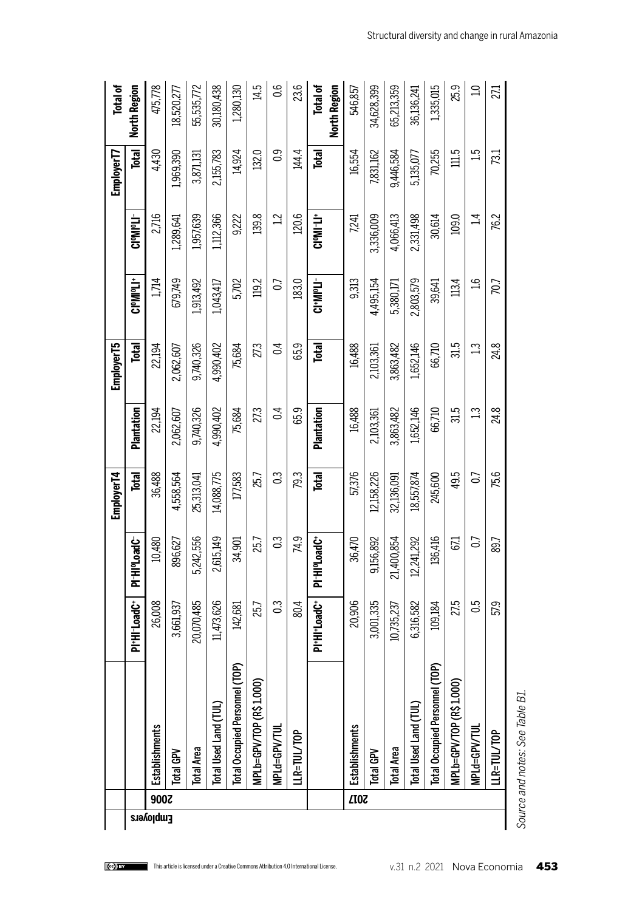| | | | | Employer T4 | | | Employer T5 | | | Employer T7 | Total of |
|---|---|---|---|---|---|---|---|---|---|---|---|
| | | | $PI^{+}HI^{-}LoadC^{+}$ | $PI^{-}HI^{0}LoadC^{-}$ | Total | Plantation | Total | $CI^{0}MI^{0}LI^{+}$ | $CI^{0}MI^{0}LI^{-}$ | Total | North Region |
| Employers | 2006 | Establishments | 26,008 | 10,480 | 36,488 | 22,194 | 22,194 | 1,714 | 2,716 | 4,430 | 475,778 |
| | | Total GPV | 3,661,937 | 896,627 | 4,558,564 | 2,062,607 | 2,062,607 | 679,749 | 1,289,641 | 1,969,390 | 18,520,277 |
| | | Total Area | 20,070,485 | 5,242,556 | 25,313,041 | 9,740,326 | 9,740,326 | 1,913,492 | 1,957,639 | 3,871,131 | 55,535,772 |
| | | Total Used Land (TUL) | 11,473,626 | 2,615,149 | 14,088,775 | 4,990,402 | 4,990,402 | 1,043,417 | 1,112,366 | 2,155,783 | 30,180,438 |
| | | Total Occupied Personnel (TOP) | 142,681 | 34,901 | 177,583 | 75,684 | 75,684 | 5,702 | 9,222 | 14,924 | 1,280,130 |
| | | MPLb=GPV/TOP (R$ 1.000) | 25.7 | 25.7 | 25.7 | 27.3 | 27.3 | 119.2 | 139.8 | 132.0 | 14.5 |
| | | MPLd=GPV/TUL | 0.3 | 0.3 | 0.3 | 0.4 | 0.4 | 0.7 | 1.2 | 0.9 | 0.6 |
| | | LLR=TUL/TOP | 80.4 | 74.9 | 79.3 | 65.9 | 65.9 | 183.0 | 120.6 | 144.4 | 23.6 |
| | | | $PI^{+}HI^{+}LoadC^{+}$ | $PI^{-}HI^{0}LoadC^{+}$ | Total | Plantation | Total | $CI^{+}MI^{0}LI^{-}$ | $CI^{0}MI^{+}LI^{+}$ | Total | Total of North Region |
| | 2017 | Establishments | 20,906 | 36,470 | 57,376 | 16,488 | 16,488 | 9,313 | 7,241 | 16,554 | 546,857 |
| | | Total GPV | 3,001,335 | 9,156,892 | 12,158,226 | 2,103,361 | 2,103,361 | 4,495,154 | 3,336,009 | 7,831,162 | 34,628,399 |
| | | Total Area | 10,735,237 | 21,400,854 | 32,136,091 | 3,863,482 | 3,863,482 | 5,380,171 | 4,066,413 | 9,446,584 | 65,213,359 |
| | | Total Used Land (TUL) | 6,316,582 | 12,241,292 | 18,557,874 | 1,652,146 | 1,652,146 | 2,803,579 | 2,331,498 | 5,135,077 | 36,136,241 |
| | | Total Occupied Personnel (TOP) | 109,184 | 136,416 | 245,600 | 66,710 | 66,710 | 39,641 | 30,614 | 70,255 | 1,335,015 |
| | | MPLb=GPV/TOP (R$ 1.000) | 27.5 | 67.1 | 49.5 | 31.5 | 31.5 | 113.4 | 109.0 | 111.5 | 25.9 |
| | | MPLd=GPV/TUL | 0.5 | 0.7 | 0.7 | 1.3 | 1.3 | 1.6 | 1.4 | 1.5 | 1.0 |
| | | LLR=TUL/TOP | 57.9 | 89.7 | 75.6 | 24.8 | 24.8 | 70.7 | 76.2 | 73.1 | 27.1 |

*Source and notes: See Table B1.*